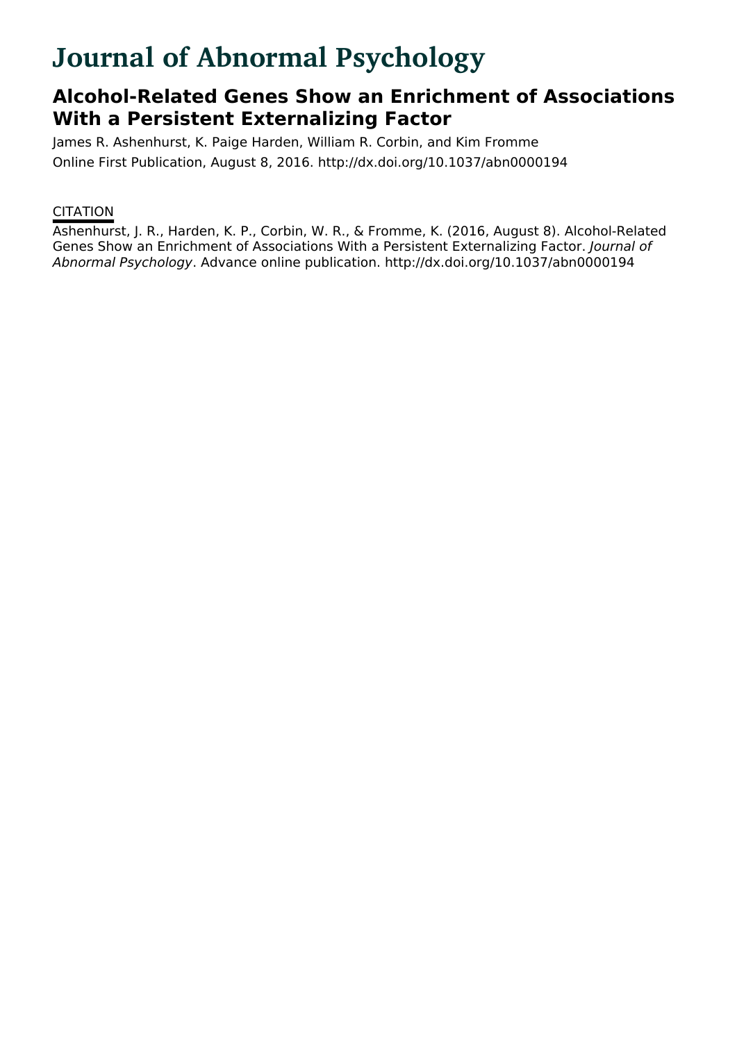# Journal of Abnormal Psychology

## Alcohol-Related Genes Show an Enrichment of Associations With a Persistent Externalizing Factor

James R. Ashenhurst, K. Paige Harden, William R. Corbin, and Kim Fromme

Online First Publication, August 8, 2016. http://dx.doi.org/10.1037/abn0000194

CITATION

Ashenhurst, J. R., Harden, K. P., Corbin, W. R., & Fromme, K. (2016, August 8). Alcohol-Related Genes Show an Enrichment of Associations With a Persistent Externalizing Factor. *Journal of Abnormal Psychology*. Advance online publication. http://dx.doi.org/10.1037/abn0000194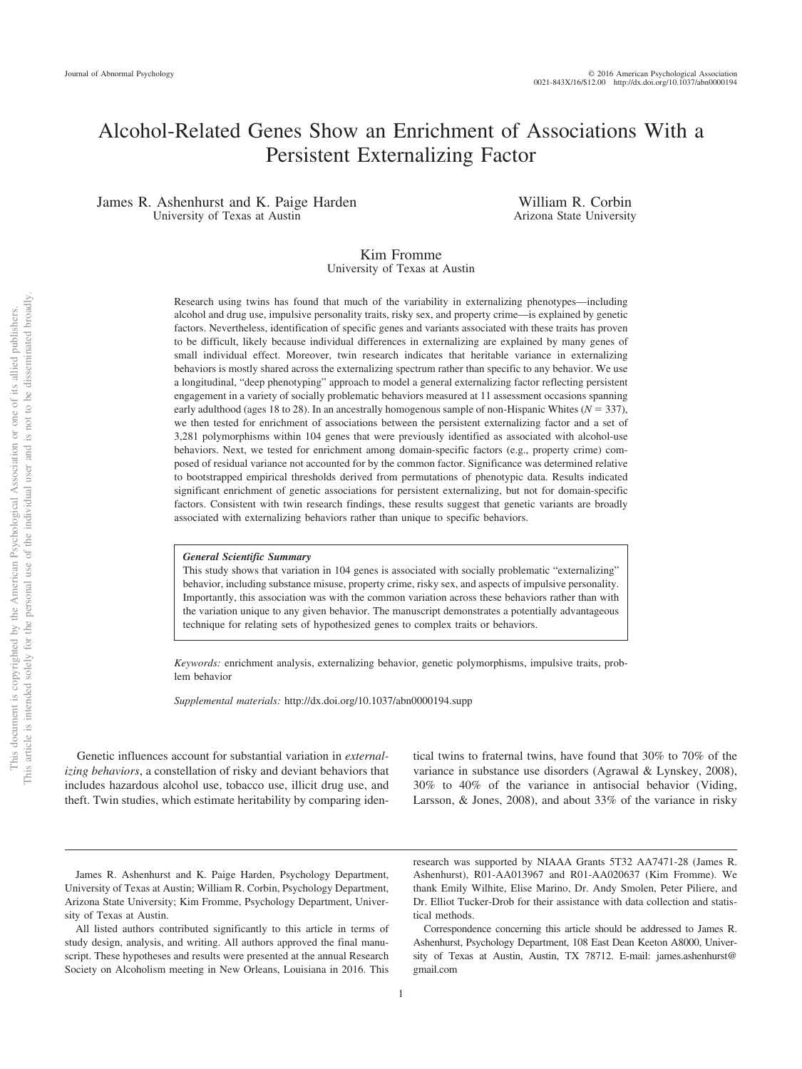# Alcohol-Related Genes Show an Enrichment of Associations With a Persistent Externalizing Factor

James R. Ashenhurst and K. Paige Harden
University of Texas at Austin

William R. Corbin
Arizona State University

Kim Fromme
University of Texas at Austin

Research using twins has found that much of the variability in externalizing phenotypes—including alcohol and drug use, impulsive personality traits, risky sex, and property crime—is explained by genetic factors. Nevertheless, identification of specific genes and variants associated with these traits has proven to be difficult, likely because individual differences in externalizing are explained by many genes of small individual effect. Moreover, twin research indicates that heritable variance in externalizing behaviors is mostly shared across the externalizing spectrum rather than specific to any behavior. We use a longitudinal, "deep phenotyping" approach to model a general externalizing factor reflecting persistent engagement in a variety of socially problematic behaviors measured at 11 assessment occasions spanning early adulthood (ages 18 to 28). In an ancestrally homogenous sample of non-Hispanic Whites ($N = 337$), we then tested for enrichment of associations between the persistent externalizing factor and a set of 3,281 polymorphisms within 104 genes that were previously identified as associated with alcohol-use behaviors. Next, we tested for enrichment among domain-specific factors (e.g., property crime) composed of residual variance not accounted for by the common factor. Significance was determined relative to bootstrapped empirical thresholds derived from permutations of phenotypic data. Results indicated significant enrichment of genetic associations for persistent externalizing, but not for domain-specific factors. Consistent with twin research findings, these results suggest that genetic variants are broadly associated with externalizing behaviors rather than unique to specific behaviors.

**General Scientific Summary**

This study shows that variation in 104 genes is associated with socially problematic "externalizing" behavior, including substance misuse, property crime, risky sex, and aspects of impulsive personality. Importantly, this association was with the common variation across these behaviors rather than with the variation unique to any given behavior. The manuscript demonstrates a potentially advantageous technique for relating sets of hypothesized genes to complex traits or behaviors.

*Keywords:* enrichment analysis, externalizing behavior, genetic polymorphisms, impulsive traits, problem behavior

*Supplemental materials:* http://dx.doi.org/10.1037/abn0000194.supp

Genetic influences account for substantial variation in *externalizing behaviors*, a constellation of risky and deviant behaviors that includes hazardous alcohol use, tobacco use, illicit drug use, and theft. Twin studies, which estimate heritability by comparing identical twins to fraternal twins, have found that 30% to 70% of the variance in substance use disorders (Agrawal & Lynskey, 2008), 30% to 40% of the variance in antisocial behavior (Viding, Larsson, & Jones, 2008), and about 33% of the variance in risky

---

James R. Ashenhurst and K. Paige Harden, Psychology Department, University of Texas at Austin; William R. Corbin, Psychology Department, Arizona State University; Kim Fromme, Psychology Department, University of Texas at Austin.

All listed authors contributed significantly to this article in terms of study design, analysis, and writing. All authors approved the final manuscript. These hypotheses and results were presented at the annual Research Society on Alcoholism meeting in New Orleans, Louisiana in 2016. This research was supported by NIAAA Grants 5T32 AA7471-28 (James R. Ashenhurst), R01-AA013967 and R01-AA020637 (Kim Fromme). We thank Emily Wilhite, Elise Marino, Dr. Andy Smolen, Peter Piliere, and Dr. Elliot Tucker-Drob for their assistance with data collection and statistical methods.

Correspondence concerning this article should be addressed to James R. Ashenhurst, Psychology Department, 108 East Dean Keeton A8000, University of Texas at Austin, Austin, TX 78712. E-mail: james.ashenhurst@gmail.com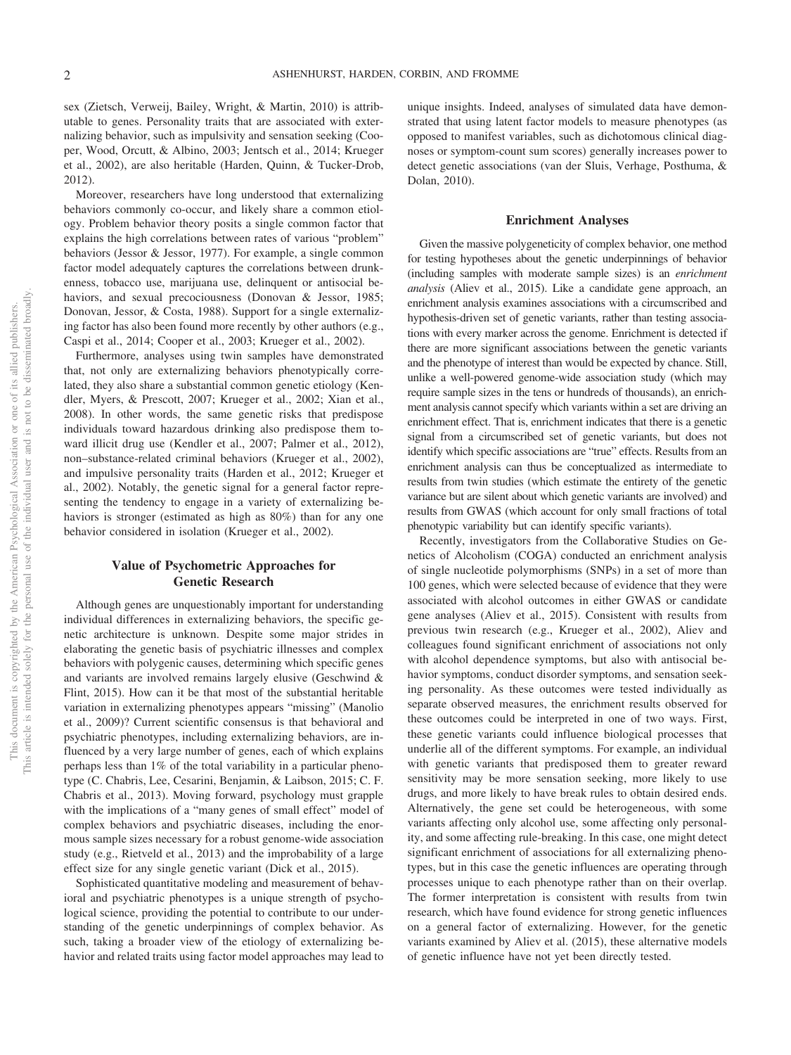sex (Zietsch, Verweij, Bailey, Wright, & Martin, 2010) is attributable to genes. Personality traits that are associated with externalizing behavior, such as impulsivity and sensation seeking (Cooper, Wood, Orcutt, & Albino, 2003; Jentsch et al., 2014; Krueger et al., 2002), are also heritable (Harden, Quinn, & Tucker-Drob, 2012).

Moreover, researchers have long understood that externalizing behaviors commonly co-occur, and likely share a common etiology. Problem behavior theory posits a single common factor that explains the high correlations between rates of various "problem" behaviors (Jessor & Jessor, 1977). For example, a single common factor model adequately captures the correlations between drunkenness, tobacco use, marijuana use, delinquent or antisocial behaviors, and sexual precociousness (Donovan & Jessor, 1985; Donovan, Jessor, & Costa, 1988). Support for a single externalizing factor has also been found more recently by other authors (e.g., Caspi et al., 2014; Cooper et al., 2003; Krueger et al., 2002).

Furthermore, analyses using twin samples have demonstrated that, not only are externalizing behaviors phenotypically correlated, they also share a substantial common genetic etiology (Kendler, Myers, & Prescott, 2007; Krueger et al., 2002; Xian et al., 2008). In other words, the same genetic risks that predispose individuals toward hazardous drinking also predispose them toward illicit drug use (Kendler et al., 2007; Palmer et al., 2012), non–substance-related criminal behaviors (Krueger et al., 2002), and impulsive personality traits (Harden et al., 2012; Krueger et al., 2002). Notably, the genetic signal for a general factor representing the tendency to engage in a variety of externalizing behaviors is stronger (estimated as high as 80%) than for any one behavior considered in isolation (Krueger et al., 2002).

## Value of Psychometric Approaches for Genetic Research

Although genes are unquestionably important for understanding individual differences in externalizing behaviors, the specific genetic architecture is unknown. Despite some major strides in elaborating the genetic basis of psychiatric illnesses and complex behaviors with polygenic causes, determining which specific genes and variants are involved remains largely elusive (Geschwind & Flint, 2015). How can it be that most of the substantial heritable variation in externalizing phenotypes appears "missing" (Manolio et al., 2009)? Current scientific consensus is that behavioral and psychiatric phenotypes, including externalizing behaviors, are influenced by a very large number of genes, each of which explains perhaps less than 1% of the total variability in a particular phenotype (C. Chabris, Lee, Cesarini, Benjamin, & Laibson, 2015; C. F. Chabris et al., 2013). Moving forward, psychology must grapple with the implications of a "many genes of small effect" model of complex behaviors and psychiatric diseases, including the enormous sample sizes necessary for a robust genome-wide association study (e.g., Rietveld et al., 2013) and the improbability of a large effect size for any single genetic variant (Dick et al., 2015).

Sophisticated quantitative modeling and measurement of behavioral and psychiatric phenotypes is a unique strength of psychological science, providing the potential to contribute to our understanding of the genetic underpinnings of complex behavior. As such, taking a broader view of the etiology of externalizing behavior and related traits using factor model approaches may lead to unique insights. Indeed, analyses of simulated data have demonstrated that using latent factor models to measure phenotypes (as opposed to manifest variables, such as dichotomous clinical diagnoses or symptom-count sum scores) generally increases power to detect genetic associations (van der Sluis, Verhage, Posthuma, & Dolan, 2010).

## Enrichment Analyses

Given the massive polygeneticity of complex behavior, one method for testing hypotheses about the genetic underpinnings of behavior (including samples with moderate sample sizes) is an *enrichment analysis* (Aliev et al., 2015). Like a candidate gene approach, an enrichment analysis examines associations with a circumscribed and hypothesis-driven set of genetic variants, rather than testing associations with every marker across the genome. Enrichment is detected if there are more significant associations between the genetic variants and the phenotype of interest than would be expected by chance. Still, unlike a well-powered genome-wide association study (which may require sample sizes in the tens or hundreds of thousands), an enrichment analysis cannot specify which variants within a set are driving an enrichment effect. That is, enrichment indicates that there is a genetic signal from a circumscribed set of genetic variants, but does not identify which specific associations are "true" effects. Results from an enrichment analysis can thus be conceptualized as intermediate to results from twin studies (which estimate the entirety of the genetic variance but are silent about which genetic variants are involved) and results from GWAS (which account for only small fractions of total phenotypic variability but can identify specific variants).

Recently, investigators from the Collaborative Studies on Genetics of Alcoholism (COGA) conducted an enrichment analysis of single nucleotide polymorphisms (SNPs) in a set of more than 100 genes, which were selected because of evidence that they were associated with alcohol outcomes in either GWAS or candidate gene analyses (Aliev et al., 2015). Consistent with results from previous twin research (e.g., Krueger et al., 2002), Aliev and colleagues found significant enrichment of associations not only with alcohol dependence symptoms, but also with antisocial behavior symptoms, conduct disorder symptoms, and sensation seeking personality. As these outcomes were tested individually as separate observed measures, the enrichment results observed for these outcomes could be interpreted in one of two ways. First, these genetic variants could influence biological processes that underlie all of the different symptoms. For example, an individual with genetic variants that predisposed them to greater reward sensitivity may be more sensation seeking, more likely to use drugs, and more likely to have break rules to obtain desired ends. Alternatively, the gene set could be heterogeneous, with some variants affecting only alcohol use, some affecting only personality, and some affecting rule-breaking. In this case, one might detect significant enrichment of associations for all externalizing phenotypes, but in this case the genetic influences are operating through processes unique to each phenotype rather than on their overlap. The former interpretation is consistent with results from twin research, which have found evidence for strong genetic influences on a general factor of externalizing. However, for the genetic variants examined by Aliev et al. (2015), these alternative models of genetic influence have not yet been directly tested.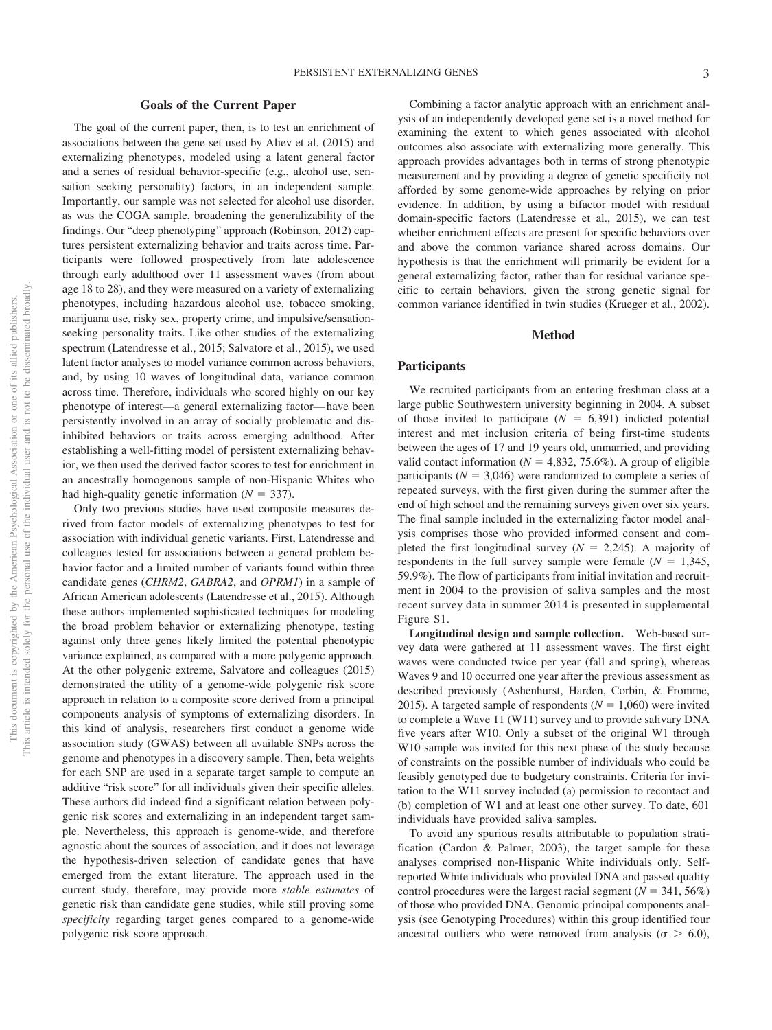## Goals of the Current Paper

The goal of the current paper, then, is to test an enrichment of associations between the gene set used by Aliev et al. (2015) and externalizing phenotypes, modeled using a latent general factor and a series of residual behavior-specific (e.g., alcohol use, sensation seeking personality) factors, in an independent sample. Importantly, our sample was not selected for alcohol use disorder, as was the COGA sample, broadening the generalizability of the findings. Our "deep phenotyping" approach (Robinson, 2012) captures persistent externalizing behavior and traits across time. Participants were followed prospectively from late adolescence through early adulthood over 11 assessment waves (from about age 18 to 28), and they were measured on a variety of externalizing phenotypes, including hazardous alcohol use, tobacco smoking, marijuana use, risky sex, property crime, and impulsive/sensation-seeking personality traits. Like other studies of the externalizing spectrum (Latendresse et al., 2015; Salvatore et al., 2015), we used latent factor analyses to model variance common across behaviors, and, by using 10 waves of longitudinal data, variance common across time. Therefore, individuals who scored highly on our key phenotype of interest—a general externalizing factor—have been persistently involved in an array of socially problematic and disinhibited behaviors or traits across emerging adulthood. After establishing a well-fitting model of persistent externalizing behavior, we then used the derived factor scores to test for enrichment in an ancestrally homogenous sample of non-Hispanic Whites who had high-quality genetic information ($N$ = 337).

Only two previous studies have used composite measures derived from factor models of externalizing phenotypes to test for association with individual genetic variants. First, Latendresse and colleagues tested for associations between a general problem behavior factor and a limited number of variants found within three candidate genes (*CHRM2*, *GABRA2*, and *OPRM1*) in a sample of African American adolescents (Latendresse et al., 2015). Although these authors implemented sophisticated techniques for modeling the broad problem behavior or externalizing phenotype, testing against only three genes likely limited the potential phenotypic variance explained, as compared with a more polygenic approach. At the other polygenic extreme, Salvatore and colleagues (2015) demonstrated the utility of a genome-wide polygenic risk score approach in relation to a composite score derived from a principal components analysis of symptoms of externalizing disorders. In this kind of analysis, researchers first conduct a genome wide association study (GWAS) between all available SNPs across the genome and phenotypes in a discovery sample. Then, beta weights for each SNP are used in a separate target sample to compute an additive "risk score" for all individuals given their specific alleles. These authors did indeed find a significant relation between polygenic risk scores and externalizing in an independent target sample. Nevertheless, this approach is genome-wide, and therefore agnostic about the sources of association, and it does not leverage the hypothesis-driven selection of candidate genes that have emerged from the extant literature. The approach used in the current study, therefore, may provide more *stable estimates* of genetic risk than candidate gene studies, while still proving some *specificity* regarding target genes compared to a genome-wide polygenic risk score approach.

Combining a factor analytic approach with an enrichment analysis of an independently developed gene set is a novel method for examining the extent to which genes associated with alcohol outcomes also associate with externalizing more generally. This approach provides advantages both in terms of strong phenotypic measurement and by providing a degree of genetic specificity not afforded by some genome-wide approaches by relying on prior evidence. In addition, by using a bifactor model with residual domain-specific factors (Latendresse et al., 2015), we can test whether enrichment effects are present for specific behaviors over and above the common variance shared across domains. Our hypothesis is that the enrichment will primarily be evident for a general externalizing factor, rather than for residual variance specific to certain behaviors, given the strong genetic signal for common variance identified in twin studies (Krueger et al., 2002).

## Method

### Participants

We recruited participants from an entering freshman class at a large public Southwestern university beginning in 2004. A subset of those invited to participate ($N$ = 6,391) indicted potential interest and met inclusion criteria of being first-time students between the ages of 17 and 19 years old, unmarried, and providing valid contact information ($N$ = 4,832, 75.6%). A group of eligible participants ($N$ = 3,046) were randomized to complete a series of repeated surveys, with the first given during the summer after the end of high school and the remaining surveys given over six years. The final sample included in the externalizing factor model analysis comprises those who provided informed consent and completed the first longitudinal survey ($N$ = 2,245). A majority of respondents in the full survey sample were female ($N$ = 1,345, 59.9%). The flow of participants from initial invitation and recruitment in 2004 to the provision of saliva samples and the most recent survey data in summer 2014 is presented in supplemental Figure S1.

**Longitudinal design and sample collection.** Web-based survey data were gathered at 11 assessment waves. The first eight waves were conducted twice per year (fall and spring), whereas Waves 9 and 10 occurred one year after the previous assessment as described previously (Ashenhurst, Harden, Corbin, & Fromme, 2015). A targeted sample of respondents ($N$ = 1,060) were invited to complete a Wave 11 (W11) survey and to provide salivary DNA five years after W10. Only a subset of the original W1 through W10 sample was invited for this next phase of the study because of constraints on the possible number of individuals who could be feasibly genotyped due to budgetary constraints. Criteria for invitation to the W11 survey included (a) permission to recontact and (b) completion of W1 and at least one other survey. To date, 601 individuals have provided saliva samples.

To avoid any spurious results attributable to population stratification (Cardon & Palmer, 2003), the target sample for these analyses comprised non-Hispanic White individuals only. Self-reported White individuals who provided DNA and passed quality control procedures were the largest racial segment ($N$ = 341, 56%) of those who provided DNA. Genomic principal components analysis (see Genotyping Procedures) within this group identified four ancestral outliers who were removed from analysis ($\sigma > 6.0$),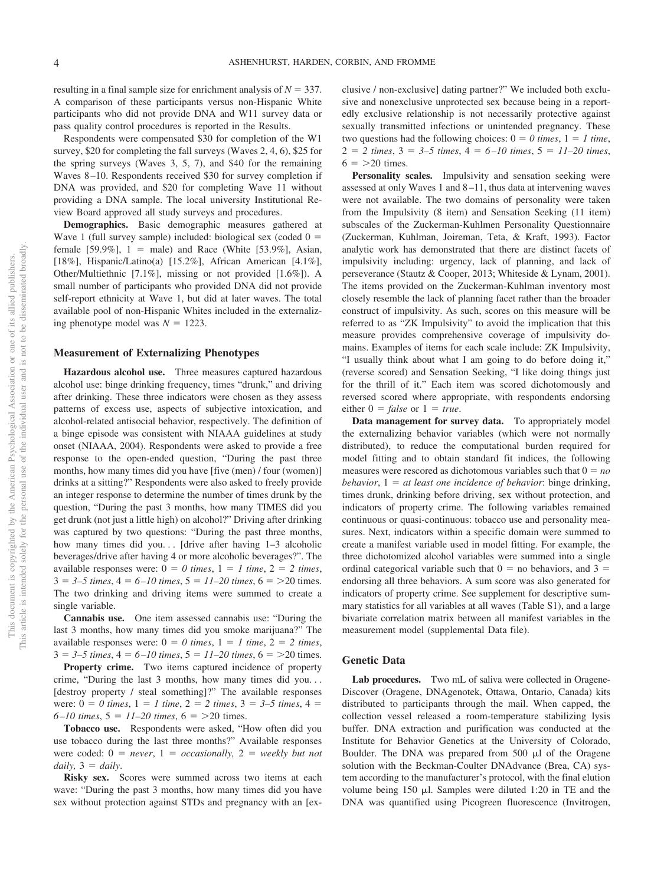resulting in a final sample size for enrichment analysis of $N = 337$. A comparison of these participants versus non-Hispanic White participants who did not provide DNA and W11 survey data or pass quality control procedures is reported in the Results.

Respondents were compensated $30 for completion of the W1 survey, $20 for completing the fall surveys (Waves 2, 4, 6), $25 for the spring surveys (Waves 3, 5, 7), and $40 for the remaining Waves 8–10. Respondents received $30 for survey completion if DNA was provided, and $20 for completing Wave 11 without providing a DNA sample. The local university Institutional Review Board approved all study surveys and procedures.

**Demographics.** Basic demographic measures gathered at Wave 1 (full survey sample) included: biological sex (coded 0 = female [59.9%], 1 = male) and Race (White [53.9%], Asian, [18%], Hispanic/Latino(a) [15.2%], African American [4.1%], Other/Multiethnic [7.1%], missing or not provided [1.6%]). A small number of participants who provided DNA did not provide self-report ethnicity at Wave 1, but did at later waves. The total available pool of non-Hispanic Whites included in the externalizing phenotype model was $N = 1223$.

## Measurement of Externalizing Phenotypes

**Hazardous alcohol use.** Three measures captured hazardous alcohol use: binge drinking frequency, times "drunk," and driving after drinking. These three indicators were chosen as they assess patterns of excess use, aspects of subjective intoxication, and alcohol-related antisocial behavior, respectively. The definition of a binge episode was consistent with NIAAA guidelines at study onset (NIAAA, 2004). Respondents were asked to provide a free response to the open-ended question, "During the past three months, how many times did you have [five (men) / four (women)] drinks at a sitting?" Respondents were also asked to freely provide an integer response to determine the number of times drunk by the question, "During the past 3 months, how many TIMES did you get drunk (not just a little high) on alcohol?" Driving after drinking was captured by two questions: "During the past three months, how many times did you. . . [drive after having 1–3 alcoholic beverages/drive after having 4 or more alcoholic beverages?". The available responses were: 0 = *0 times*, 1 = *1 time*, 2 = *2 times*, 3 = *3–5 times*, 4 = *6–10 times*, 5 = *11–20 times*, 6 = >20 times. The two drinking and driving items were summed to create a single variable.

**Cannabis use.** One item assessed cannabis use: "During the last 3 months, how many times did you smoke marijuana?" The available responses were: 0 = *0 times*, 1 = *1 time*, 2 = *2 times*, 3 = *3–5 times*, 4 = *6–10 times*, 5 = *11–20 times*, 6 = >20 times.

**Property crime.** Two items captured incidence of property crime, "During the last 3 months, how many times did you. . . [destroy property / steal something]?" The available responses were: 0 = *0 times*, 1 = *1 time*, 2 = *2 times*, 3 = *3–5 times*, 4 = *6–10 times*, 5 = *11–20 times*, 6 = >20 times.

**Tobacco use.** Respondents were asked, "How often did you use tobacco during the last three months?" Available responses were coded: 0 = *never*, 1 = *occasionally,* 2 = *weekly but not daily,* 3 = *daily*.

**Risky sex.** Scores were summed across two items at each wave: "During the past 3 months, how many times did you have sex without protection against STDs and pregnancy with an [exclusive / non-exclusive] dating partner?" We included both exclusive and nonexclusive unprotected sex because being in a reportedly exclusive relationship is not necessarily protective against sexually transmitted infections or unintended pregnancy. These two questions had the following choices: 0 = *0 times*, 1 = *1 time*, 2 = *2 times*, 3 = *3–5 times*, 4 = *6–10 times*, 5 = *11–20 times*, 6 = >20 times.

**Personality scales.** Impulsivity and sensation seeking were assessed at only Waves 1 and 8–11, thus data at intervening waves were not available. The two domains of personality were taken from the Impulsivity (8 item) and Sensation Seeking (11 item) subscales of the Zuckerman-Kuhlmen Personality Questionnaire (Zuckerman, Kuhlman, Joireman, Teta, & Kraft, 1993). Factor analytic work has demonstrated that there are distinct facets of impulsivity including: urgency, lack of planning, and lack of perseverance (Stautz & Cooper, 2013; Whiteside & Lynam, 2001). The items provided on the Zuckerman-Kuhlman inventory most closely resemble the lack of planning facet rather than the broader construct of impulsivity. As such, scores on this measure will be referred to as "ZK Impulsivity" to avoid the implication that this measure provides comprehensive coverage of impulsivity domains. Examples of items for each scale include: ZK Impulsivity, "I usually think about what I am going to do before doing it," (reverse scored) and Sensation Seeking, "I like doing things just for the thrill of it." Each item was scored dichotomously and reversed scored where appropriate, with respondents endorsing either 0 = *false* or 1 = *true*.

**Data management for survey data.** To appropriately model the externalizing behavior variables (which were not normally distributed), to reduce the computational burden required for model fitting and to obtain standard fit indices, the following measures were rescored as dichotomous variables such that 0 = *no behavior*, 1 = *at least one incidence of behavior*: binge drinking, times drunk, drinking before driving, sex without protection, and indicators of property crime. The following variables remained continuous or quasi-continuous: tobacco use and personality measures. Next, indicators within a specific domain were summed to create a manifest variable used in model fitting. For example, the three dichotomized alcohol variables were summed into a single ordinal categorical variable such that 0 = no behaviors, and 3 = endorsing all three behaviors. A sum score was also generated for indicators of property crime. See supplement for descriptive summary statistics for all variables at all waves (Table S1), and a large bivariate correlation matrix between all manifest variables in the measurement model (supplemental Data file).

## Genetic Data

**Lab procedures.** Two mL of saliva were collected in Oragene-Discover (Oragene, DNAgenotek, Ottawa, Ontario, Canada) kits distributed to participants through the mail. When capped, the collection vessel released a room-temperature stabilizing lysis buffer. DNA extraction and purification was conducted at the Institute for Behavior Genetics at the University of Colorado, Boulder. The DNA was prepared from 500 μl of the Oragene solution with the Beckman-Coulter DNAdvance (Brea, CA) system according to the manufacturer's protocol, with the final elution volume being 150 μl. Samples were diluted 1:20 in TE and the DNA was quantified using Picogreen fluorescence (Invitrogen,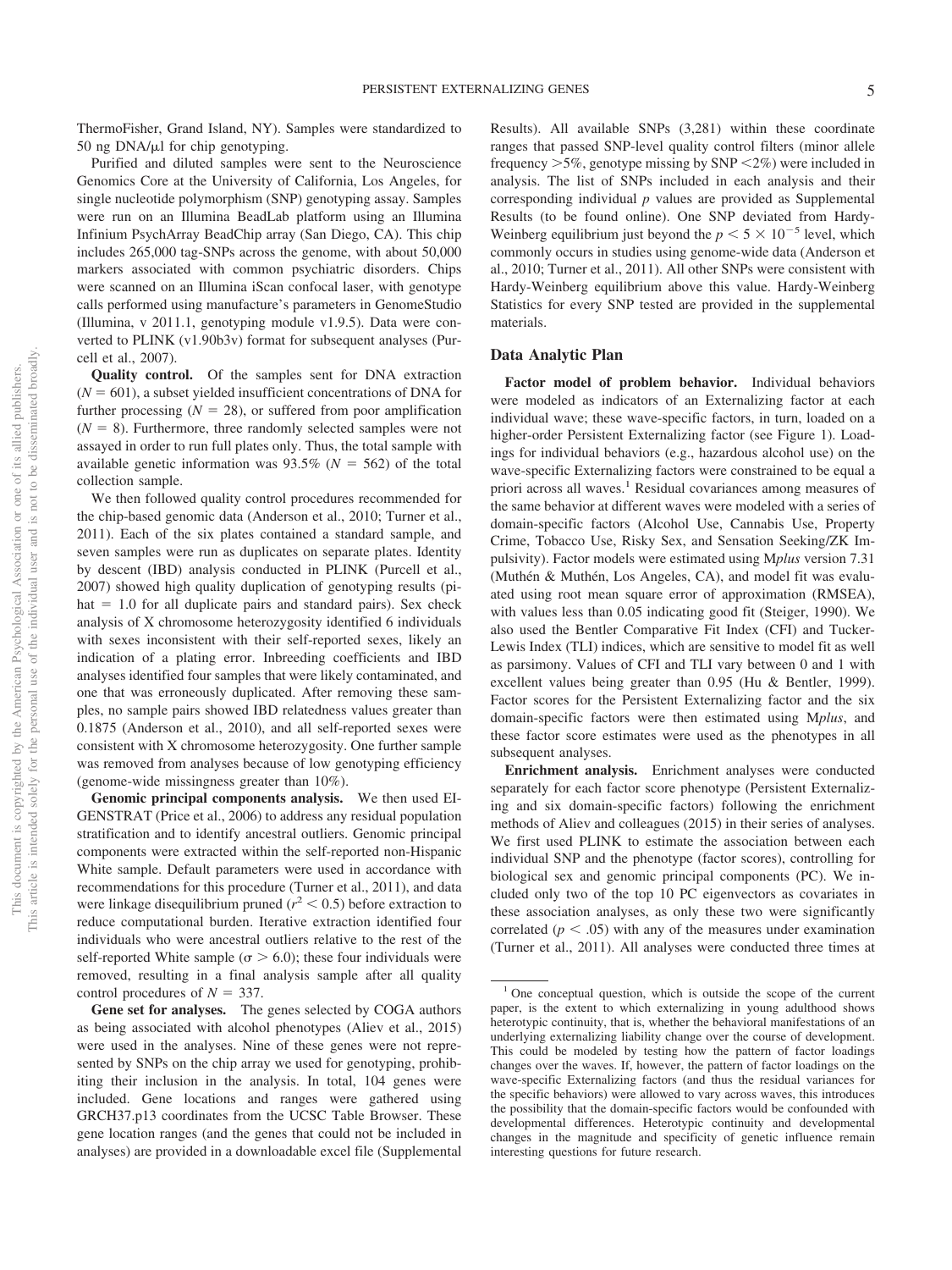ThermoFisher, Grand Island, NY). Samples were standardized to 50 ng DNA/μl for chip genotyping.

Purified and diluted samples were sent to the Neuroscience Genomics Core at the University of California, Los Angeles, for single nucleotide polymorphism (SNP) genotyping assay. Samples were run on an Illumina BeadLab platform using an Illumina Infinium PsychArray BeadChip array (San Diego, CA). This chip includes 265,000 tag-SNPs across the genome, with about 50,000 markers associated with common psychiatric disorders. Chips were scanned on an Illumina iScan confocal laser, with genotype calls performed using manufacture's parameters in GenomeStudio (Illumina, v 2011.1, genotyping module v1.9.5). Data were converted to PLINK (v1.90b3v) format for subsequent analyses (Purcell et al., 2007).

**Quality control.** Of the samples sent for DNA extraction ($N = 601$), a subset yielded insufficient concentrations of DNA for further processing ($N = 28$), or suffered from poor amplification ($N = 8$). Furthermore, three randomly selected samples were not assayed in order to run full plates only. Thus, the total sample with available genetic information was 93.5% ($N = 562$) of the total collection sample.

We then followed quality control procedures recommended for the chip-based genomic data (Anderson et al., 2010; Turner et al., 2011). Each of the six plates contained a standard sample, and seven samples were run as duplicates on separate plates. Identity by descent (IBD) analysis conducted in PLINK (Purcell et al., 2007) showed high quality duplication of genotyping results (pi-hat = 1.0 for all duplicate pairs and standard pairs). Sex check analysis of X chromosome heterozygosity identified 6 individuals with sexes inconsistent with their self-reported sexes, likely an indication of a plating error. Inbreeding coefficients and IBD analyses identified four samples that were likely contaminated, and one that was erroneously duplicated. After removing these samples, no sample pairs showed IBD relatedness values greater than 0.1875 (Anderson et al., 2010), and all self-reported sexes were consistent with X chromosome heterozygosity. One further sample was removed from analyses because of low genotyping efficiency (genome-wide missingness greater than 10%).

**Genomic principal components analysis.** We then used EIGENSTRAT (Price et al., 2006) to address any residual population stratification and to identify ancestral outliers. Genomic principal components were extracted within the self-reported non-Hispanic White sample. Default parameters were used in accordance with recommendations for this procedure (Turner et al., 2011), and data were linkage disequilibrium pruned ($r^2 < 0.5$) before extraction to reduce computational burden. Iterative extraction identified four individuals who were ancestral outliers relative to the rest of the self-reported White sample ($\sigma > 6.0$); these four individuals were removed, resulting in a final analysis sample after all quality control procedures of $N = 337$.

**Gene set for analyses.** The genes selected by COGA authors as being associated with alcohol phenotypes (Aliev et al., 2015) were used in the analyses. Nine of these genes were not represented by SNPs on the chip array we used for genotyping, prohibiting their inclusion in the analysis. In total, 104 genes were included. Gene locations and ranges were gathered using GRCH37.p13 coordinates from the UCSC Table Browser. These gene location ranges (and the genes that could not be included in analyses) are provided in a downloadable excel file (Supplemental Results). All available SNPs (3,281) within these coordinate ranges that passed SNP-level quality control filters (minor allele frequency >5%, genotype missing by SNP <2%) were included in analysis. The list of SNPs included in each analysis and their corresponding individual *p* values are provided as Supplemental Results (to be found online). One SNP deviated from Hardy-Weinberg equilibrium just beyond the $p < 5 \times 10^{-5}$ level, which commonly occurs in studies using genome-wide data (Anderson et al., 2010; Turner et al., 2011). All other SNPs were consistent with Hardy-Weinberg equilibrium above this value. Hardy-Weinberg Statistics for every SNP tested are provided in the supplemental materials.

## Data Analytic Plan

**Factor model of problem behavior.** Individual behaviors were modeled as indicators of an Externalizing factor at each individual wave; these wave-specific factors, in turn, loaded on a higher-order Persistent Externalizing factor (see Figure 1). Loadings for individual behaviors (e.g., hazardous alcohol use) on the wave-specific Externalizing factors were constrained to be equal a priori across all waves.[1] Residual covariances among measures of the same behavior at different waves were modeled with a series of domain-specific factors (Alcohol Use, Cannabis Use, Property Crime, Tobacco Use, Risky Sex, and Sensation Seeking/ZK Impulsivity). Factor models were estimated using M*plus* version 7.31 (Muthén & Muthén, Los Angeles, CA), and model fit was evaluated using root mean square error of approximation (RMSEA), with values less than 0.05 indicating good fit (Steiger, 1990). We also used the Bentler Comparative Fit Index (CFI) and Tucker-Lewis Index (TLI) indices, which are sensitive to model fit as well as parsimony. Values of CFI and TLI vary between 0 and 1 with excellent values being greater than 0.95 (Hu & Bentler, 1999). Factor scores for the Persistent Externalizing factor and the six domain-specific factors were then estimated using M*plus*, and these factor score estimates were used as the phenotypes in all subsequent analyses.

**Enrichment analysis.** Enrichment analyses were conducted separately for each factor score phenotype (Persistent Externalizing and six domain-specific factors) following the enrichment methods of Aliev and colleagues (2015) in their series of analyses. We first used PLINK to estimate the association between each individual SNP and the phenotype (factor scores), controlling for biological sex and genomic principal components (PC). We included only two of the top 10 PC eigenvectors as covariates in these association analyses, as only these two were significantly correlated ($p < .05$) with any of the measures under examination (Turner et al., 2011). All analyses were conducted three times at

[1] One conceptual question, which is outside the scope of the current paper, is the extent to which externalizing in young adulthood shows heterotypic continuity, that is, whether the behavioral manifestations of an underlying externalizing liability change over the course of development. This could be modeled by testing how the pattern of factor loadings changes over the waves. If, however, the pattern of factor loadings on the wave-specific Externalizing factors (and thus the residual variances for the specific behaviors) were allowed to vary across waves, this introduces the possibility that the domain-specific factors would be confounded with developmental differences. Heterotypic continuity and developmental changes in the magnitude and specificity of genetic influence remain interesting questions for future research.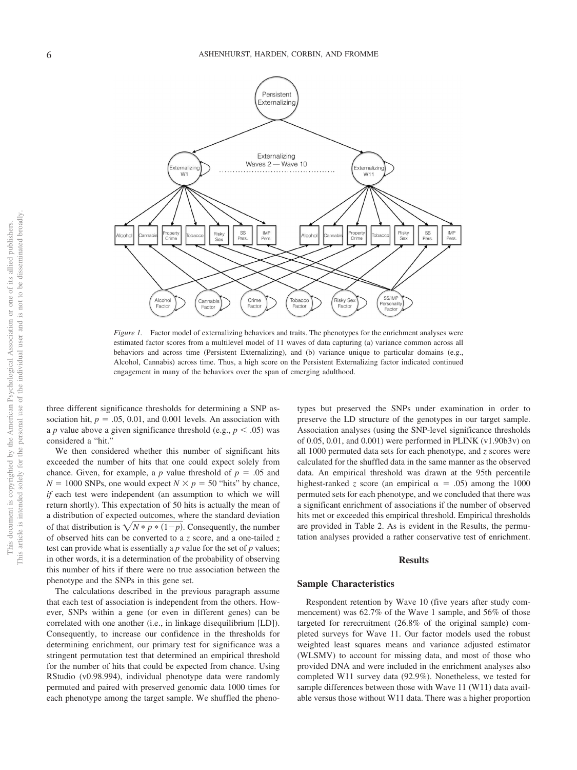*Figure 1.* Factor model of externalizing behaviors and traits. The phenotypes for the enrichment analyses were estimated factor scores from a multilevel model of 11 waves of data capturing (a) variance common across all behaviors and across time (Persistent Externalizing), and (b) variance unique to particular domains (e.g., Alcohol, Cannabis) across time. Thus, a high score on the Persistent Externalizing factor indicated continued engagement in many of the behaviors over the span of emerging adulthood.

three different significance thresholds for determining a SNP association hit, $p = .05$, 0.01, and 0.001 levels. An association with a $p$ value above a given significance threshold (e.g., $p < .05$) was considered a "hit."

We then considered whether this number of significant hits exceeded the number of hits that one could expect solely from chance. Given, for example, a $p$ value threshold of $p = .05$ and $N = 1000$ SNPs, one would expect $N \times p = 50$ "hits" by chance, *if* each test were independent (an assumption to which we will return shortly). This expectation of 50 hits is actually the mean of a distribution of expected outcomes, where the standard deviation of that distribution is $\sqrt{N * p * (1-p)}$. Consequently, the number of observed hits can be converted to a $z$ score, and a one-tailed $z$ test can provide what is essentially a $p$ value for the set of $p$ values; in other words, it is a determination of the probability of observing this number of hits if there were no true association between the phenotype and the SNPs in this gene set.

The calculations described in the previous paragraph assume that each test of association is independent from the others. However, SNPs within a gene (or even in different genes) can be correlated with one another (i.e., in linkage disequilibrium [LD]). Consequently, to increase our confidence in the thresholds for determining enrichment, our primary test for significance was a stringent permutation test that determined an empirical threshold for the number of hits that could be expected from chance. Using RStudio (v0.98.994), individual phenotype data were randomly permuted and paired with preserved genomic data 1000 times for each phenotype among the target sample. We shuffled the phenotypes but preserved the SNPs under examination in order to preserve the LD structure of the genotypes in our target sample. Association analyses (using the SNP-level significance thresholds of 0.05, 0.01, and 0.001) were performed in PLINK (v1.90b3v) on all 1000 permuted data sets for each phenotype, and $z$ scores were calculated for the shuffled data in the same manner as the observed data. An empirical threshold was drawn at the 95th percentile highest-ranked $z$ score (an empirical $\alpha = .05$) among the 1000 permuted sets for each phenotype, and we concluded that there was a significant enrichment of associations if the number of observed hits met or exceeded this empirical threshold. Empirical thresholds are provided in Table 2. As is evident in the Results, the permutation analyses provided a rather conservative test of enrichment.

## Results

### Sample Characteristics

Respondent retention by Wave 10 (five years after study commencement) was 62.7% of the Wave 1 sample, and 56% of those targeted for rerecruitment (26.8% of the original sample) completed surveys for Wave 11. Our factor models used the robust weighted least squares means and variance adjusted estimator (WLSMV) to account for missing data, and most of those who provided DNA and were included in the enrichment analyses also completed W11 survey data (92.9%). Nonetheless, we tested for sample differences between those with Wave 11 (W11) data available versus those without W11 data. There was a higher proportion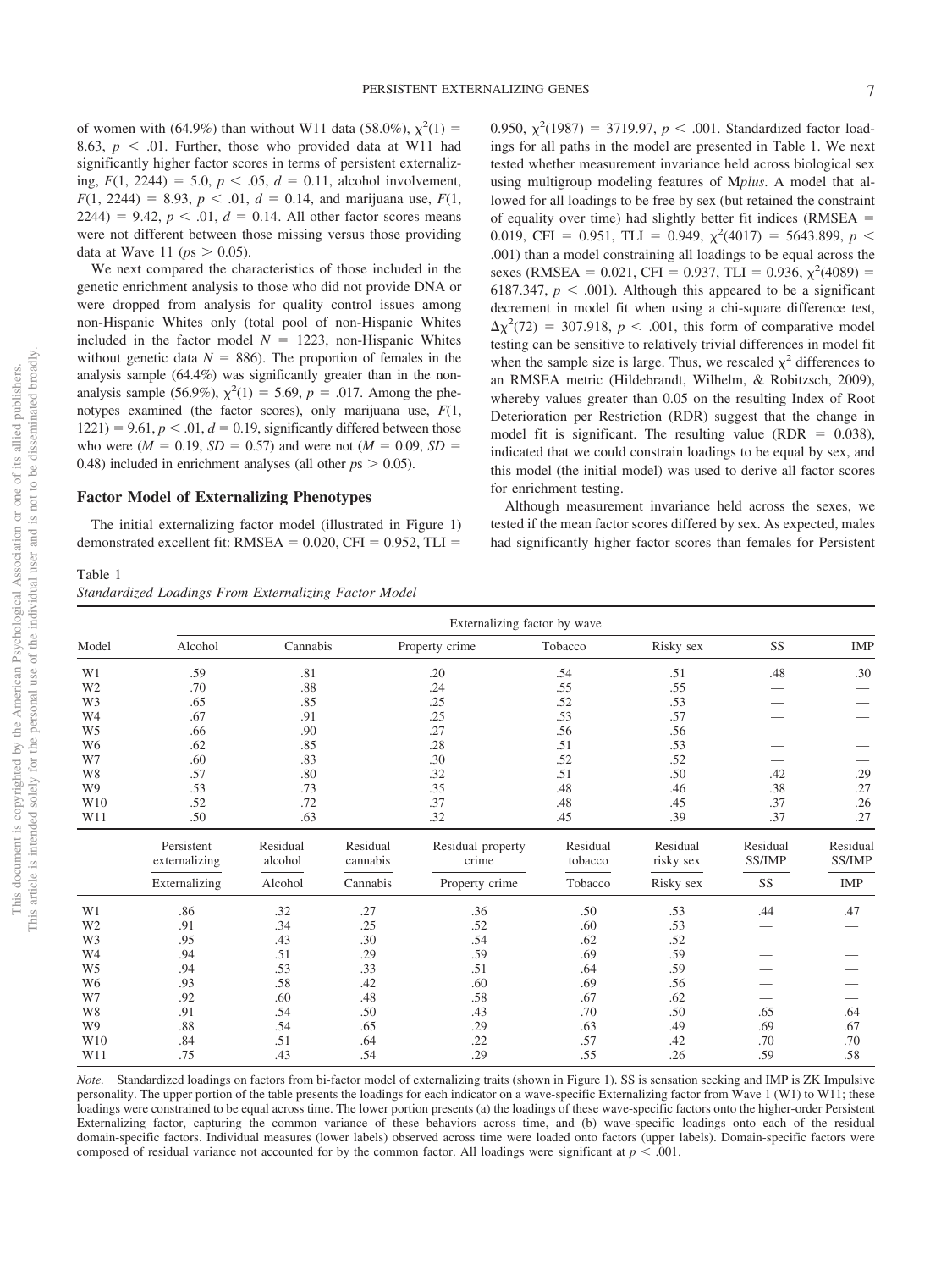of women with (64.9%) than without W11 data (58.0%), $\chi^2(1) = 8.63$, $p < .01$. Further, those who provided data at W11 had significantly higher factor scores in terms of persistent externalizing, $F(1, 2244) = 5.0$, $p < .05$, $d = 0.11$, alcohol involvement, $F(1, 2244) = 8.93$, $p < .01$, $d = 0.14$, and marijuana use, $F(1, 2244) = 9.42$, $p < .01$, $d = 0.14$. All other factor scores means were not different between those missing versus those providing data at Wave 11 ($p$s $> 0.05$).

We next compared the characteristics of those included in the genetic enrichment analysis to those who did not provide DNA or were dropped from analysis for quality control issues among non-Hispanic Whites only (total pool of non-Hispanic Whites included in the factor model $N = 1223$, non-Hispanic Whites without genetic data $N = 886$). The proportion of females in the analysis sample (64.4%) was significantly greater than in the non-analysis sample (56.9%), $\chi^2(1) = 5.69$, $p = .017$. Among the phenotypes examined (the factor scores), only marijuana use, $F(1, 1221) = 9.61$, $p < .01$, $d = 0.19$, significantly differed between those who were ($M = 0.19$, $SD = 0.57$) and were not ($M = 0.09$, $SD = 0.48$) included in enrichment analyses (all other $p$s $> 0.05$).

### Factor Model of Externalizing Phenotypes

The initial externalizing factor model (illustrated in Figure 1) demonstrated excellent fit: RMSEA = 0.020, CFI = 0.952, TLI = 0.950, $\chi^2(1987) = 3719.97$, $p < .001$. Standardized factor loadings for all paths in the model are presented in Table 1. We next tested whether measurement invariance held across biological sex using multigroup modeling features of M*plus*. A model that allowed for all loadings to be free by sex (but retained the constraint of equality over time) had slightly better fit indices (RMSEA = 0.019, CFI = 0.951, TLI = 0.949, $\chi^2(4017) = 5643.899$, $p < .001$) than a model constraining all loadings to be equal across the sexes (RMSEA = 0.021, CFI = 0.937, TLI = 0.936, $\chi^2(4089) = 6187.347$, $p < .001$). Although this appeared to be a significant decrement in model fit when using a chi-square difference test, $\Delta\chi^2(72) = 307.918$, $p < .001$, this form of comparative model testing can be sensitive to relatively trivial differences in model fit when the sample size is large. Thus, we rescaled $\chi^2$ differences to an RMSEA metric (Hildebrandt, Wilhelm, & Robitzsch, 2009), whereby values greater than 0.05 on the resulting Index of Root Deterioration per Restriction (RDR) suggest that the change in model fit is significant. The resulting value (RDR = 0.038), indicated that we could constrain loadings to be equal by sex, and this model (the initial model) was used to derive all factor scores for enrichment testing.

Although measurement invariance held across the sexes, we tested if the mean factor scores differed by sex. As expected, males had significantly higher factor scores than females for Persistent

Table 1
*Standardized Loadings From Externalizing Factor Model*

| Model | Externalizing factor by wave | | | | | | |
|---|---|---|---|---|---|---|---|
| | Alcohol | Cannabis | Property crime | Tobacco | Risky sex | SS | IMP |
| W1 | .59 | .81 | .20 | .54 | .51 | .48 | .30 |
| W2 | .70 | .88 | .24 | .55 | .55 | — | — |
| W3 | .65 | .85 | .25 | .52 | .53 | — | — |
| W4 | .67 | .91 | .25 | .53 | .57 | — | — |
| W5 | .66 | .90 | .27 | .56 | .56 | — | — |
| W6 | .62 | .85 | .28 | .51 | .53 | — | — |
| W7 | .60 | .83 | .30 | .52 | .52 | — | — |
| W8 | .57 | .80 | .32 | .51 | .50 | .42 | .29 |
| W9 | .53 | .73 | .35 | .48 | .46 | .38 | .27 |
| W10 | .52 | .72 | .37 | .48 | .45 | .37 | .26 |
| W11 | .50 | .63 | .32 | .45 | .39 | .37 | .27 |

| | Persistent externalizing | Residual alcohol | Residual cannabis | Residual property crime | Residual tobacco | Residual risky sex | Residual SS/IMP | Residual SS/IMP |
|---|---|---|---|---|---|---|---|---|
| | Externalizing | Alcohol | Cannabis | Property crime | Tobacco | Risky sex | SS | IMP |
| W1 | .86 | .32 | .27 | .36 | .50 | .53 | .44 | .47 |
| W2 | .91 | .34 | .25 | .52 | .60 | .53 | — | — |
| W3 | .95 | .43 | .30 | .54 | .62 | .52 | — | — |
| W4 | .94 | .51 | .29 | .59 | .69 | .59 | — | — |
| W5 | .94 | .53 | .33 | .51 | .64 | .59 | — | — |
| W6 | .93 | .58 | .42 | .60 | .69 | .56 | — | — |
| W7 | .92 | .60 | .48 | .58 | .67 | .62 | — | — |
| W8 | .91 | .54 | .50 | .43 | .70 | .50 | .65 | .64 |
| W9 | .88 | .54 | .65 | .29 | .63 | .49 | .69 | .67 |
| W10 | .84 | .51 | .64 | .22 | .57 | .42 | .70 | .70 |
| W11 | .75 | .43 | .54 | .29 | .55 | .26 | .59 | .58 |

*Note.* Standardized loadings on factors from bi-factor model of externalizing traits (shown in Figure 1). SS is sensation seeking and IMP is ZK Impulsive personality. The upper portion of the table presents the loadings for each indicator on a wave-specific Externalizing factor from Wave 1 (W1) to W11; these loadings were constrained to be equal across time. The lower portion presents (a) the loadings of these wave-specific factors onto the higher-order Persistent Externalizing factor, capturing the common variance of these behaviors across time, and (b) wave-specific loadings onto each of the residual domain-specific factors. Individual measures (lower labels) observed across time were loaded onto factors (upper labels). Domain-specific factors were composed of residual variance not accounted for by the common factor. All loadings were significant at $p < .001$.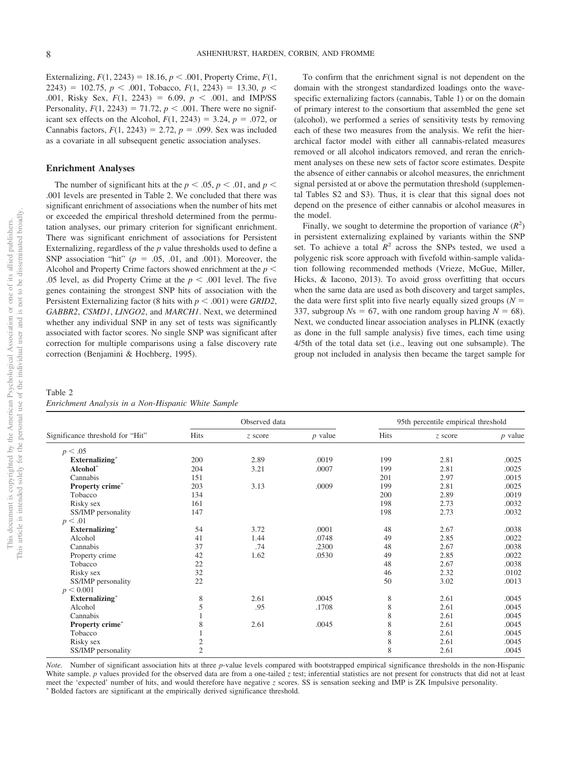Externalizing, $F(1, 2243) = 18.16$, $p < .001$, Property Crime, $F(1, 2243) = 102.75$, $p < .001$, Tobacco, $F(1, 2243) = 13.30$, $p < .001$, Risky Sex, $F(1, 2243) = 6.09$, $p < .001$, and IMP/SS Personality, $F(1, 2243) = 71.72$, $p < .001$. There were no significant sex effects on the Alcohol, $F(1, 2243) = 3.24$, $p = .072$, or Cannabis factors, $F(1, 2243) = 2.72$, $p = .099$. Sex was included as a covariate in all subsequent genetic association analyses.

## Enrichment Analyses

The number of significant hits at the $p < .05$, $p < .01$, and $p < .001$ levels are presented in Table 2. We concluded that there was significant enrichment of associations when the number of hits met or exceeded the empirical threshold determined from the permutation analyses, our primary criterion for significant enrichment. There was significant enrichment of associations for Persistent Externalizing, regardless of the $p$ value thresholds used to define a SNP association "hit" ($p = .05$, .01, and .001). Moreover, the Alcohol and Property Crime factors showed enrichment at the $p < .05$ level, as did Property Crime at the $p < .001$ level. The five genes containing the strongest SNP hits of association with the Persistent Externalizing factor (8 hits with $p < .001$) were *GRID2*, *GABBR2*, *CSMD1*, *LINGO2*, and *MARCH1*. Next, we determined whether any individual SNP in any set of tests was significantly associated with factor scores. No single SNP was significant after correction for multiple comparisons using a false discovery rate correction (Benjamini & Hochberg, 1995).

To confirm that the enrichment signal is not dependent on the domain with the strongest standardized loadings onto the wave-specific externalizing factors (cannabis, Table 1) or on the domain of primary interest to the consortium that assembled the gene set (alcohol), we performed a series of sensitivity tests by removing each of these two measures from the analysis. We refit the hierarchical factor model with either all cannabis-related measures removed or all alcohol indicators removed, and reran the enrichment analyses on these new sets of factor score estimates. Despite the absence of either cannabis or alcohol measures, the enrichment signal persisted at or above the permutation threshold (supplemental Tables S2 and S3). Thus, it is clear that this signal does not depend on the presence of either cannabis or alcohol measures in the model.

Finally, we sought to determine the proportion of variance ($R^2$) in persistent externalizing explained by variants within the SNP set. To achieve a total $R^2$ across the SNPs tested, we used a polygenic risk score approach with fivefold within-sample validation following recommended methods (Vrieze, McGue, Miller, Hicks, & Iacono, 2013). To avoid gross overfitting that occurs when the same data are used as both discovery and target samples, the data were first split into five nearly equally sized groups ($N = 337$, subgroup $Ns = 67$, with one random group having $N = 68$). Next, we conducted linear association analyses in PLINK (exactly as done in the full sample analysis) five times, each time using 4/5th of the total data set (i.e., leaving out one subsample). The group not included in analysis then became the target sample for

Table 2
*Enrichment Analysis in a Non-Hispanic White Sample*

| | Observed data | | | 95th percentile empirical threshold | | |
|---|---|---|---|---|---|---|
| Significance threshold for "Hit" | Hits | $z$ score | $p$ value | Hits | $z$ score | $p$ value |
| $p < .05$ | | | | | | |
| **Externalizing*** | 200 | 2.89 | .0019 | 199 | 2.81 | .0025 |
| **Alcohol*** | 204 | 3.21 | .0007 | 199 | 2.81 | .0025 |
| Cannabis | 151 | | | 201 | 2.97 | .0015 |
| **Property crime*** | 203 | 3.13 | .0009 | 199 | 2.81 | .0025 |
| Tobacco | 134 | | | 200 | 2.89 | .0019 |
| Risky sex | 161 | | | 198 | 2.73 | .0032 |
| SS/IMP personality | 147 | | | 198 | 2.73 | .0032 |
| $p < .01$ | | | | | | |
| **Externalizing*** | 54 | 3.72 | .0001 | 48 | 2.67 | .0038 |
| Alcohol | 41 | 1.44 | .0748 | 49 | 2.85 | .0022 |
| Cannabis | 37 | .74 | .2300 | 48 | 2.67 | .0038 |
| Property crime | 42 | 1.62 | .0530 | 49 | 2.85 | .0022 |
| Tobacco | 22 | | | 48 | 2.67 | .0038 |
| Risky sex | 32 | | | 46 | 2.32 | .0102 |
| SS/IMP personality | 22 | | | 50 | 3.02 | .0013 |
| $p < 0.001$ | | | | | | |
| **Externalizing*** | 8 | 2.61 | .0045 | 8 | 2.61 | .0045 |
| Alcohol | 5 | .95 | .1708 | 8 | 2.61 | .0045 |
| Cannabis | 1 | | | 8 | 2.61 | .0045 |
| **Property crime*** | 8 | 2.61 | .0045 | 8 | 2.61 | .0045 |
| Tobacco | 1 | | | 8 | 2.61 | .0045 |
| Risky sex | 2 | | | 8 | 2.61 | .0045 |
| SS/IMP personality | 2 | | | 8 | 2.61 | .0045 |

*Note.* Number of significant association hits at three $p$-value levels compared with bootstrapped empirical significance thresholds in the non-Hispanic White sample. $p$ values provided for the observed data are from a one-tailed $z$ test; inferential statistics are not present for constructs that did not at least meet the 'expected' number of hits, and would therefore have negative $z$ scores. SS is sensation seeking and IMP is ZK Impulsive personality.
* Bolded factors are significant at the empirically derived significance threshold.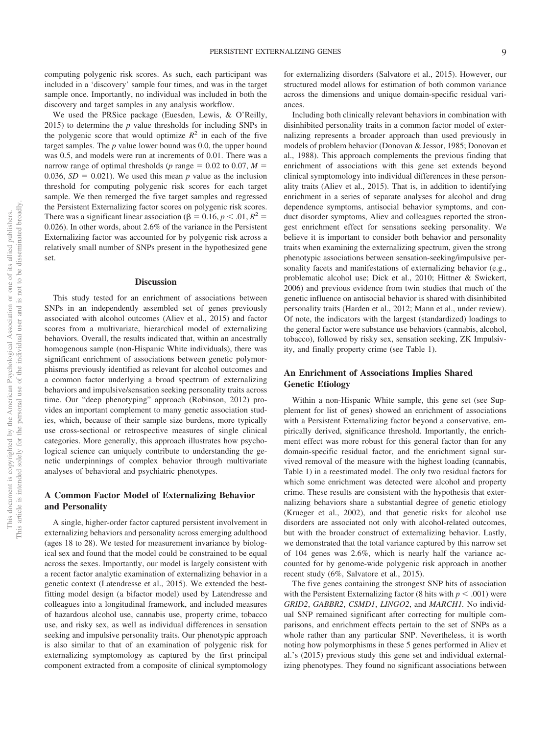computing polygenic risk scores. As such, each participant was included in a 'discovery' sample four times, and was in the target sample once. Importantly, no individual was included in both the discovery and target samples in any analysis workflow.

We used the PRSice package (Euesden, Lewis, & O'Reilly, 2015) to determine the *p* value thresholds for including SNPs in the polygenic score that would optimize $R^2$ in each of the five target samples. The *p* value lower bound was 0.0, the upper bound was 0.5, and models were run at increments of 0.01. There was a narrow range of optimal thresholds ($p$ range = 0.02 to 0.07, $M$ = 0.036, $SD$ = 0.021). We used this mean *p* value as the inclusion threshold for computing polygenic risk scores for each target sample. We then remerged the five target samples and regressed the Persistent Externalizing factor scores on polygenic risk scores. There was a significant linear association ($\beta = 0.16$, $p < .01$, $R^2 = 0.026$). In other words, about 2.6% of the variance in the Persistent Externalizing factor was accounted for by polygenic risk across a relatively small number of SNPs present in the hypothesized gene set.

## Discussion

This study tested for an enrichment of associations between SNPs in an independently assembled set of genes previously associated with alcohol outcomes (Aliev et al., 2015) and factor scores from a multivariate, hierarchical model of externalizing behaviors. Overall, the results indicated that, within an ancestrally homogenous sample (non-Hispanic White individuals), there was significant enrichment of associations between genetic polymorphisms previously identified as relevant for alcohol outcomes and a common factor underlying a broad spectrum of externalizing behaviors and impulsive/sensation seeking personality traits across time. Our "deep phenotyping" approach (Robinson, 2012) provides an important complement to many genetic association studies, which, because of their sample size burdens, more typically use cross-sectional or retrospective measures of single clinical categories. More generally, this approach illustrates how psychological science can uniquely contribute to understanding the genetic underpinnings of complex behavior through multivariate analyses of behavioral and psychiatric phenotypes.

### A Common Factor Model of Externalizing Behavior and Personality

A single, higher-order factor captured persistent involvement in externalizing behaviors and personality across emerging adulthood (ages 18 to 28). We tested for measurement invariance by biological sex and found that the model could be constrained to be equal across the sexes. Importantly, our model is largely consistent with a recent factor analytic examination of externalizing behavior in a genetic context (Latendresse et al., 2015). We extended the best-fitting model design (a bifactor model) used by Latendresse and colleagues into a longitudinal framework, and included measures of hazardous alcohol use, cannabis use, property crime, tobacco use, and risky sex, as well as individual differences in sensation seeking and impulsive personality traits. Our phenotypic approach is also similar to that of an examination of polygenic risk for externalizing symptomology as captured by the first principal component extracted from a composite of clinical symptomology for externalizing disorders (Salvatore et al., 2015). However, our structured model allows for estimation of both common variance across the dimensions and unique domain-specific residual variances.

Including both clinically relevant behaviors in combination with disinhibited personality traits in a common factor model of externalizing represents a broader approach than used previously in models of problem behavior (Donovan & Jessor, 1985; Donovan et al., 1988). This approach complements the previous finding that enrichment of associations with this gene set extends beyond clinical symptomology into individual differences in these personality traits (Aliev et al., 2015). That is, in addition to identifying enrichment in a series of separate analyses for alcohol and drug dependence symptoms, antisocial behavior symptoms, and conduct disorder symptoms, Aliev and colleagues reported the strongest enrichment effect for sensations seeking personality. We believe it is important to consider both behavior and personality traits when examining the externalizing spectrum, given the strong phenotypic associations between sensation-seeking/impulsive personality facets and manifestations of externalizing behavior (e.g., problematic alcohol use; Dick et al., 2010; Hittner & Swickert, 2006) and previous evidence from twin studies that much of the genetic influence on antisocial behavior is shared with disinhibited personality traits (Harden et al., 2012; Mann et al., under review). Of note, the indicators with the largest (standardized) loadings to the general factor were substance use behaviors (cannabis, alcohol, tobacco), followed by risky sex, sensation seeking, ZK Impulsivity, and finally property crime (see Table 1).

### An Enrichment of Associations Implies Shared Genetic Etiology

Within a non-Hispanic White sample, this gene set (see Supplement for list of genes) showed an enrichment of associations with a Persistent Externalizing factor beyond a conservative, empirically derived, significance threshold. Importantly, the enrichment effect was more robust for this general factor than for any domain-specific residual factor, and the enrichment signal survived removal of the measure with the highest loading (cannabis, Table 1) in a reestimated model. The only two residual factors for which some enrichment was detected were alcohol and property crime. These results are consistent with the hypothesis that externalizing behaviors share a substantial degree of genetic etiology (Krueger et al., 2002), and that genetic risks for alcohol use disorders are associated not only with alcohol-related outcomes, but with the broader construct of externalizing behavior. Lastly, we demonstrated that the total variance captured by this narrow set of 104 genes was 2.6%, which is nearly half the variance accounted for by genome-wide polygenic risk approach in another recent study (6%, Salvatore et al., 2015).

The five genes containing the strongest SNP hits of association with the Persistent Externalizing factor (8 hits with $p < .001$) were *GRID2*, *GABBR2*, *CSMD1*, *LINGO2*, and *MARCH1*. No individual SNP remained significant after correcting for multiple comparisons, and enrichment effects pertain to the set of SNPs as a whole rather than any particular SNP. Nevertheless, it is worth noting how polymorphisms in these 5 genes performed in Aliev et al.'s (2015) previous study this gene set and individual externalizing phenotypes. They found no significant associations between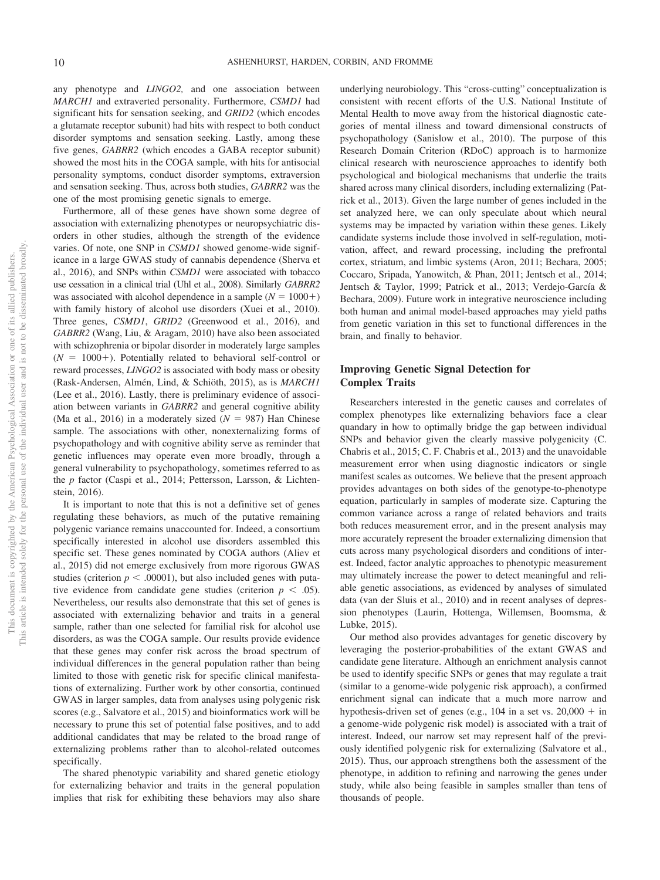any phenotype and *LINGO2,* and one association between *MARCH1* and extraverted personality. Furthermore, *CSMD1* had significant hits for sensation seeking, and *GRID2* (which encodes a glutamate receptor subunit) had hits with respect to both conduct disorder symptoms and sensation seeking. Lastly, among these five genes, *GABRR2* (which encodes a GABA receptor subunit) showed the most hits in the COGA sample, with hits for antisocial personality symptoms, conduct disorder symptoms, extraversion and sensation seeking. Thus, across both studies, *GABRR2* was the one of the most promising genetic signals to emerge.

Furthermore, all of these genes have shown some degree of association with externalizing phenotypes or neuropsychiatric disorders in other studies, although the strength of the evidence varies. Of note, one SNP in *CSMD1* showed genome-wide significance in a large GWAS study of cannabis dependence (Sherva et al., 2016), and SNPs within *CSMD1* were associated with tobacco use cessation in a clinical trial (Uhl et al., 2008). Similarly *GABRR2* was associated with alcohol dependence in a sample ($N = 1000+$) with family history of alcohol use disorders (Xuei et al., 2010). Three genes, *CSMD1*, *GRID2* (Greenwood et al., 2016), and *GABRR2* (Wang, Liu, & Aragam, 2010) have also been associated with schizophrenia or bipolar disorder in moderately large samples ($N = 1000+$). Potentially related to behavioral self-control or reward processes, *LINGO2* is associated with body mass or obesity (Rask-Andersen, Almén, Lind, & Schiöth, 2015), as is *MARCH1* (Lee et al., 2016). Lastly, there is preliminary evidence of association between variants in *GABRR2* and general cognitive ability (Ma et al., 2016) in a moderately sized ($N = 987$) Han Chinese sample. The associations with other, nonexternalizing forms of psychopathology and with cognitive ability serve as reminder that genetic influences may operate even more broadly, through a general vulnerability to psychopathology, sometimes referred to as the *p* factor (Caspi et al., 2014; Pettersson, Larsson, & Lichtenstein, 2016).

It is important to note that this is not a definitive set of genes regulating these behaviors, as much of the putative remaining polygenic variance remains unaccounted for. Indeed, a consortium specifically interested in alcohol use disorders assembled this specific set. These genes nominated by COGA authors (Aliev et al., 2015) did not emerge exclusively from more rigorous GWAS studies (criterion $p < .00001$), but also included genes with putative evidence from candidate gene studies (criterion $p < .05$). Nevertheless, our results also demonstrate that this set of genes is associated with externalizing behavior and traits in a general sample, rather than one selected for familial risk for alcohol use disorders, as was the COGA sample. Our results provide evidence that these genes may confer risk across the broad spectrum of individual differences in the general population rather than being limited to those with genetic risk for specific clinical manifestations of externalizing. Further work by other consortia, continued GWAS in larger samples, data from analyses using polygenic risk scores (e.g., Salvatore et al., 2015) and bioinformatics work will be necessary to prune this set of potential false positives, and to add additional candidates that may be related to the broad range of externalizing problems rather than to alcohol-related outcomes specifically.

The shared phenotypic variability and shared genetic etiology for externalizing behavior and traits in the general population implies that risk for exhibiting these behaviors may also share underlying neurobiology. This "cross-cutting" conceptualization is consistent with recent efforts of the U.S. National Institute of Mental Health to move away from the historical diagnostic categories of mental illness and toward dimensional constructs of psychopathology (Sanislow et al., 2010). The purpose of this Research Domain Criterion (RDoC) approach is to harmonize clinical research with neuroscience approaches to identify both psychological and biological mechanisms that underlie the traits shared across many clinical disorders, including externalizing (Patrick et al., 2013). Given the large number of genes included in the set analyzed here, we can only speculate about which neural systems may be impacted by variation within these genes. Likely candidate systems include those involved in self-regulation, motivation, affect, and reward processing, including the prefrontal cortex, striatum, and limbic systems (Aron, 2011; Bechara, 2005; Coccaro, Sripada, Yanowitch, & Phan, 2011; Jentsch et al., 2014; Jentsch & Taylor, 1999; Patrick et al., 2013; Verdejo-García & Bechara, 2009). Future work in integrative neuroscience including both human and animal model-based approaches may yield paths from genetic variation in this set to functional differences in the brain, and finally to behavior.

## Improving Genetic Signal Detection for Complex Traits

Researchers interested in the genetic causes and correlates of complex phenotypes like externalizing behaviors face a clear quandary in how to optimally bridge the gap between individual SNPs and behavior given the clearly massive polygenicity (C. Chabris et al., 2015; C. F. Chabris et al., 2013) and the unavoidable measurement error when using diagnostic indicators or single manifest scales as outcomes. We believe that the present approach provides advantages on both sides of the genotype-to-phenotype equation, particularly in samples of moderate size. Capturing the common variance across a range of related behaviors and traits both reduces measurement error, and in the present analysis may more accurately represent the broader externalizing dimension that cuts across many psychological disorders and conditions of interest. Indeed, factor analytic approaches to phenotypic measurement may ultimately increase the power to detect meaningful and reliable genetic associations, as evidenced by analyses of simulated data (van der Sluis et al., 2010) and in recent analyses of depression phenotypes (Laurin, Hottenga, Willemsen, Boomsma, & Lubke, 2015).

Our method also provides advantages for genetic discovery by leveraging the posterior-probabilities of the extant GWAS and candidate gene literature. Although an enrichment analysis cannot be used to identify specific SNPs or genes that may regulate a trait (similar to a genome-wide polygenic risk approach), a confirmed enrichment signal can indicate that a much more narrow and hypothesis-driven set of genes (e.g., 104 in a set vs. 20,000 + in a genome-wide polygenic risk model) is associated with a trait of interest. Indeed, our narrow set may represent half of the previously identified polygenic risk for externalizing (Salvatore et al., 2015). Thus, our approach strengthens both the assessment of the phenotype, in addition to refining and narrowing the genes under study, while also being feasible in samples smaller than tens of thousands of people.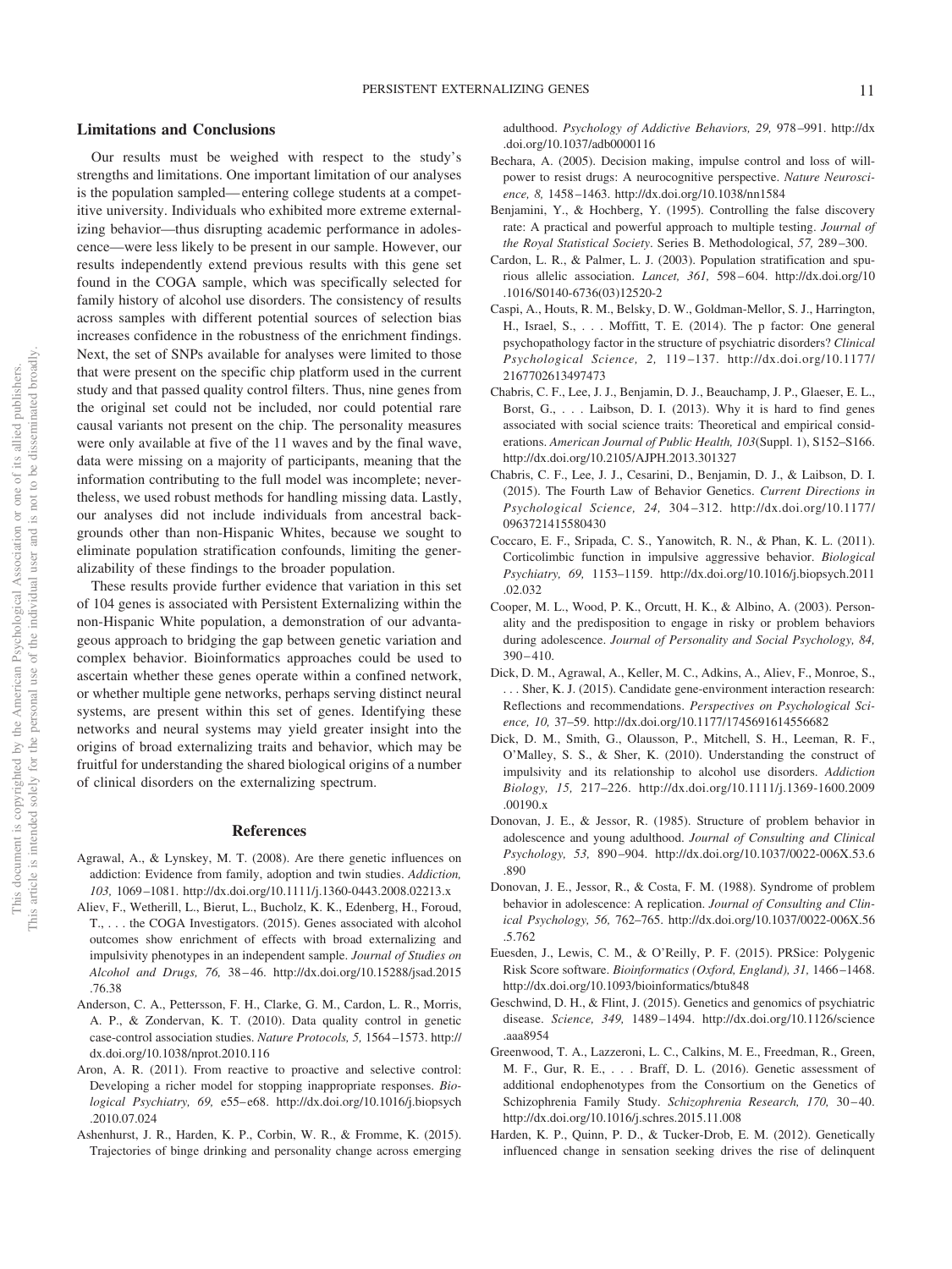## Limitations and Conclusions

Our results must be weighed with respect to the study's strengths and limitations. One important limitation of our analyses is the population sampled—entering college students at a competitive university. Individuals who exhibited more extreme externalizing behavior—thus disrupting academic performance in adolescence—were less likely to be present in our sample. However, our results independently extend previous results with this gene set found in the COGA sample, which was specifically selected for family history of alcohol use disorders. The consistency of results across samples with different potential sources of selection bias increases confidence in the robustness of the enrichment findings. Next, the set of SNPs available for analyses were limited to those that were present on the specific chip platform used in the current study and that passed quality control filters. Thus, nine genes from the original set could not be included, nor could potential rare causal variants not present on the chip. The personality measures were only available at five of the 11 waves and by the final wave, data were missing on a majority of participants, meaning that the information contributing to the full model was incomplete; nevertheless, we used robust methods for handling missing data. Lastly, our analyses did not include individuals from ancestral backgrounds other than non-Hispanic Whites, because we sought to eliminate population stratification confounds, limiting the generalizability of these findings to the broader population.

These results provide further evidence that variation in this set of 104 genes is associated with Persistent Externalizing within the non-Hispanic White population, a demonstration of our advantageous approach to bridging the gap between genetic variation and complex behavior. Bioinformatics approaches could be used to ascertain whether these genes operate within a confined network, or whether multiple gene networks, perhaps serving distinct neural systems, are present within this set of genes. Identifying these networks and neural systems may yield greater insight into the origins of broad externalizing traits and behavior, which may be fruitful for understanding the shared biological origins of a number of clinical disorders on the externalizing spectrum.

## References

Agrawal, A., & Lynskey, M. T. (2008). Are there genetic influences on addiction: Evidence from family, adoption and twin studies. *Addiction, 103,* 1069–1081. http://dx.doi.org/10.1111/j.1360-0443.2008.02213.x

Aliev, F., Wetherill, L., Bierut, L., Bucholz, K. K., Edenberg, H., Foroud, T., . . . the COGA Investigators. (2015). Genes associated with alcohol outcomes show enrichment of effects with broad externalizing and impulsivity phenotypes in an independent sample. *Journal of Studies on Alcohol and Drugs, 76,* 38–46. http://dx.doi.org/10.15288/jsad.2015.76.38

Anderson, C. A., Pettersson, F. H., Clarke, G. M., Cardon, L. R., Morris, A. P., & Zondervan, K. T. (2010). Data quality control in genetic case-control association studies. *Nature Protocols, 5,* 1564–1573. http://dx.doi.org/10.1038/nprot.2010.116

Aron, A. R. (2011). From reactive to proactive and selective control: Developing a richer model for stopping inappropriate responses. *Biological Psychiatry, 69,* e55–e68. http://dx.doi.org/10.1016/j.biopsych.2010.07.024

Ashenhurst, J. R., Harden, K. P., Corbin, W. R., & Fromme, K. (2015). Trajectories of binge drinking and personality change across emerging adulthood. *Psychology of Addictive Behaviors, 29,* 978–991. http://dx.doi.org/10.1037/adb0000116

Bechara, A. (2005). Decision making, impulse control and loss of willpower to resist drugs: A neurocognitive perspective. *Nature Neuroscience, 8,* 1458–1463. http://dx.doi.org/10.1038/nn1584

Benjamini, Y., & Hochberg, Y. (1995). Controlling the false discovery rate: A practical and powerful approach to multiple testing. *Journal of the Royal Statistical Society*. Series B. Methodological, *57,* 289–300.

Cardon, L. R., & Palmer, L. J. (2003). Population stratification and spurious allelic association. *Lancet, 361,* 598–604. http://dx.doi.org/10.1016/S0140-6736(03)12520-2

Caspi, A., Houts, R. M., Belsky, D. W., Goldman-Mellor, S. J., Harrington, H., Israel, S., . . . Moffitt, T. E. (2014). The p factor: One general psychopathology factor in the structure of psychiatric disorders? *Clinical Psychological Science, 2,* 119–137. http://dx.doi.org/10.1177/2167702613497473

Chabris, C. F., Lee, J. J., Benjamin, D. J., Beauchamp, J. P., Glaeser, E. L., Borst, G., . . . Laibson, D. I. (2013). Why it is hard to find genes associated with social science traits: Theoretical and empirical considerations. *American Journal of Public Health, 103*(Suppl. 1), S152–S166. http://dx.doi.org/10.2105/AJPH.2013.301327

Chabris, C. F., Lee, J. J., Cesarini, D., Benjamin, D. J., & Laibson, D. I. (2015). The Fourth Law of Behavior Genetics. *Current Directions in Psychological Science, 24,* 304–312. http://dx.doi.org/10.1177/0963721415580430

Coccaro, E. F., Sripada, C. S., Yanowitch, R. N., & Phan, K. L. (2011). Corticolimbic function in impulsive aggressive behavior. *Biological Psychiatry, 69,* 1153–1159. http://dx.doi.org/10.1016/j.biopsych.2011.02.032

Cooper, M. L., Wood, P. K., Orcutt, H. K., & Albino, A. (2003). Personality and the predisposition to engage in risky or problem behaviors during adolescence. *Journal of Personality and Social Psychology, 84,* 390–410.

Dick, D. M., Agrawal, A., Keller, M. C., Adkins, A., Aliev, F., Monroe, S., . . . Sher, K. J. (2015). Candidate gene-environment interaction research: Reflections and recommendations. *Perspectives on Psychological Science, 10,* 37–59. http://dx.doi.org/10.1177/1745691614556682

Dick, D. M., Smith, G., Olausson, P., Mitchell, S. H., Leeman, R. F., O'Malley, S. S., & Sher, K. (2010). Understanding the construct of impulsivity and its relationship to alcohol use disorders. *Addiction Biology, 15,* 217–226. http://dx.doi.org/10.1111/j.1369-1600.2009.00190.x

Donovan, J. E., & Jessor, R. (1985). Structure of problem behavior in adolescence and young adulthood. *Journal of Consulting and Clinical Psychology, 53,* 890–904. http://dx.doi.org/10.1037/0022-006X.53.6.890

Donovan, J. E., Jessor, R., & Costa, F. M. (1988). Syndrome of problem behavior in adolescence: A replication. *Journal of Consulting and Clinical Psychology, 56,* 762–765. http://dx.doi.org/10.1037/0022-006X.56.5.762

Euesden, J., Lewis, C. M., & O'Reilly, P. F. (2015). PRSice: Polygenic Risk Score software. *Bioinformatics (Oxford, England), 31,* 1466–1468. http://dx.doi.org/10.1093/bioinformatics/btu848

Geschwind, D. H., & Flint, J. (2015). Genetics and genomics of psychiatric disease. *Science, 349,* 1489–1494. http://dx.doi.org/10.1126/science.aaa8954

Greenwood, T. A., Lazzeroni, L. C., Calkins, M. E., Freedman, R., Green, M. F., Gur, R. E., . . . Braff, D. L. (2016). Genetic assessment of additional endophenotypes from the Consortium on the Genetics of Schizophrenia Family Study. *Schizophrenia Research, 170,* 30–40. http://dx.doi.org/10.1016/j.schres.2015.11.008

Harden, K. P., Quinn, P. D., & Tucker-Drob, E. M. (2012). Genetically influenced change in sensation seeking drives the rise of delinquent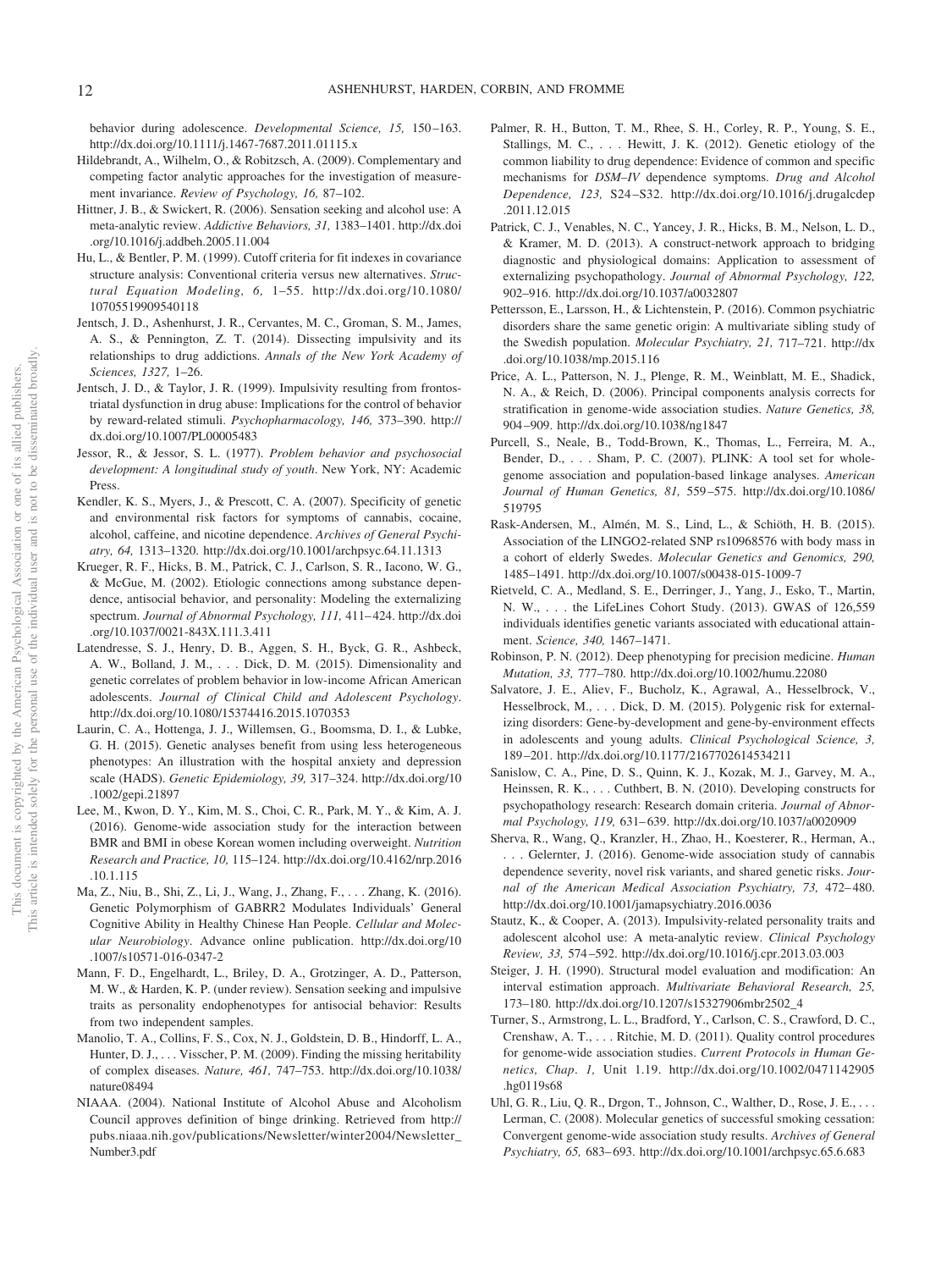behavior during adolescence. *Developmental Science, 15,* 150–163. http://dx.doi.org/10.1111/j.1467-7687.2011.01115.x

Hildebrandt, A., Wilhelm, O., & Robitzsch, A. (2009). Complementary and competing factor analytic approaches for the investigation of measurement invariance. *Review of Psychology, 16,* 87–102.

Hittner, J. B., & Swickert, R. (2006). Sensation seeking and alcohol use: A meta-analytic review. *Addictive Behaviors, 31,* 1383–1401. http://dx.doi.org/10.1016/j.addbeh.2005.11.004

Hu, L., & Bentler, P. M. (1999). Cutoff criteria for fit indexes in covariance structure analysis: Conventional criteria versus new alternatives. *Structural Equation Modeling, 6,* 1–55. http://dx.doi.org/10.1080/10705519909540118

Jentsch, J. D., Ashenhurst, J. R., Cervantes, M. C., Groman, S. M., James, A. S., & Pennington, Z. T. (2014). Dissecting impulsivity and its relationships to drug addictions. *Annals of the New York Academy of Sciences, 1327,* 1–26.

Jentsch, J. D., & Taylor, J. R. (1999). Impulsivity resulting from frontostriatal dysfunction in drug abuse: Implications for the control of behavior by reward-related stimuli. *Psychopharmacology, 146,* 373–390. http://dx.doi.org/10.1007/PL00005483

Jessor, R., & Jessor, S. L. (1977). *Problem behavior and psychosocial development: A longitudinal study of youth*. New York, NY: Academic Press.

Kendler, K. S., Myers, J., & Prescott, C. A. (2007). Specificity of genetic and environmental risk factors for symptoms of cannabis, cocaine, alcohol, caffeine, and nicotine dependence. *Archives of General Psychiatry, 64,* 1313–1320. http://dx.doi.org/10.1001/archpsyc.64.11.1313

Krueger, R. F., Hicks, B. M., Patrick, C. J., Carlson, S. R., Iacono, W. G., & McGue, M. (2002). Etiologic connections among substance dependence, antisocial behavior, and personality: Modeling the externalizing spectrum. *Journal of Abnormal Psychology, 111,* 411–424. http://dx.doi.org/10.1037/0021-843X.111.3.411

Latendresse, S. J., Henry, D. B., Aggen, S. H., Byck, G. R., Ashbeck, A. W., Bolland, J. M., . . . Dick, D. M. (2015). Dimensionality and genetic correlates of problem behavior in low-income African American adolescents. *Journal of Clinical Child and Adolescent Psychology*. http://dx.doi.org/10.1080/15374416.2015.1070353

Laurin, C. A., Hottenga, J. J., Willemsen, G., Boomsma, D. I., & Lubke, G. H. (2015). Genetic analyses benefit from using less heterogeneous phenotypes: An illustration with the hospital anxiety and depression scale (HADS). *Genetic Epidemiology, 39,* 317–324. http://dx.doi.org/10.1002/gepi.21897

Lee, M., Kwon, D. Y., Kim, M. S., Choi, C. R., Park, M. Y., & Kim, A. J. (2016). Genome-wide association study for the interaction between BMR and BMI in obese Korean women including overweight. *Nutrition Research and Practice, 10,* 115–124. http://dx.doi.org/10.4162/nrp.2016.10.1.115

Ma, Z., Niu, B., Shi, Z., Li, J., Wang, J., Zhang, F., . . . Zhang, K. (2016). Genetic Polymorphism of GABRR2 Modulates Individuals' General Cognitive Ability in Healthy Chinese Han People. *Cellular and Molecular Neurobiology*. Advance online publication. http://dx.doi.org/10.1007/s10571-016-0347-2

Mann, F. D., Engelhardt, L., Briley, D. A., Grotzinger, A. D., Patterson, M. W., & Harden, K. P. (under review). Sensation seeking and impulsive traits as personality endophenotypes for antisocial behavior: Results from two independent samples.

Manolio, T. A., Collins, F. S., Cox, N. J., Goldstein, D. B., Hindorff, L. A., Hunter, D. J., . . . Visscher, P. M. (2009). Finding the missing heritability of complex diseases. *Nature, 461,* 747–753. http://dx.doi.org/10.1038/nature08494

NIAAA. (2004). National Institute of Alcohol Abuse and Alcoholism Council approves definition of binge drinking. Retrieved from http://pubs.niaaa.nih.gov/publications/Newsletter/winter2004/Newsletter_Number3.pdf

Palmer, R. H., Button, T. M., Rhee, S. H., Corley, R. P., Young, S. E., Stallings, M. C., . . . Hewitt, J. K. (2012). Genetic etiology of the common liability to drug dependence: Evidence of common and specific mechanisms for *DSM–IV* dependence symptoms. *Drug and Alcohol Dependence, 123,* S24–S32. http://dx.doi.org/10.1016/j.drugalcdep.2011.12.015

Patrick, C. J., Venables, N. C., Yancey, J. R., Hicks, B. M., Nelson, L. D., & Kramer, M. D. (2013). A construct-network approach to bridging diagnostic and physiological domains: Application to assessment of externalizing psychopathology. *Journal of Abnormal Psychology, 122,* 902–916. http://dx.doi.org/10.1037/a0032807

Pettersson, E., Larsson, H., & Lichtenstein, P. (2016). Common psychiatric disorders share the same genetic origin: A multivariate sibling study of the Swedish population. *Molecular Psychiatry, 21,* 717–721. http://dx.doi.org/10.1038/mp.2015.116

Price, A. L., Patterson, N. J., Plenge, R. M., Weinblatt, M. E., Shadick, N. A., & Reich, D. (2006). Principal components analysis corrects for stratification in genome-wide association studies. *Nature Genetics, 38,* 904–909. http://dx.doi.org/10.1038/ng1847

Purcell, S., Neale, B., Todd-Brown, K., Thomas, L., Ferreira, M. A., Bender, D., . . . Sham, P. C. (2007). PLINK: A tool set for whole-genome association and population-based linkage analyses. *American Journal of Human Genetics, 81,* 559–575. http://dx.doi.org/10.1086/519795

Rask-Andersen, M., Almén, M. S., Lind, L., & Schiöth, H. B. (2015). Association of the LINGO2-related SNP rs10968576 with body mass in a cohort of elderly Swedes. *Molecular Genetics and Genomics, 290,* 1485–1491. http://dx.doi.org/10.1007/s00438-015-1009-7

Rietveld, C. A., Medland, S. E., Derringer, J., Yang, J., Esko, T., Martin, N. W., . . . the LifeLines Cohort Study. (2013). GWAS of 126,559 individuals identifies genetic variants associated with educational attainment. *Science, 340,* 1467–1471.

Robinson, P. N. (2012). Deep phenotyping for precision medicine. *Human Mutation, 33,* 777–780. http://dx.doi.org/10.1002/humu.22080

Salvatore, J. E., Aliev, F., Bucholz, K., Agrawal, A., Hesselbrock, V., Hesselbrock, M., . . . Dick, D. M. (2015). Polygenic risk for externalizing disorders: Gene-by-development and gene-by-environment effects in adolescents and young adults. *Clinical Psychological Science, 3,* 189–201. http://dx.doi.org/10.1177/2167702614534211

Sanislow, C. A., Pine, D. S., Quinn, K. J., Kozak, M. J., Garvey, M. A., Heinssen, R. K., . . . Cuthbert, B. N. (2010). Developing constructs for psychopathology research: Research domain criteria. *Journal of Abnormal Psychology, 119,* 631–639. http://dx.doi.org/10.1037/a0020909

Sherva, R., Wang, Q., Kranzler, H., Zhao, H., Koesterer, R., Herman, A., . . . Gelernter, J. (2016). Genome-wide association study of cannabis dependence severity, novel risk variants, and shared genetic risks. *Journal of the American Medical Association Psychiatry, 73,* 472–480. http://dx.doi.org/10.1001/jamapsychiatry.2016.0036

Stautz, K., & Cooper, A. (2013). Impulsivity-related personality traits and adolescent alcohol use: A meta-analytic review. *Clinical Psychology Review, 33,* 574–592. http://dx.doi.org/10.1016/j.cpr.2013.03.003

Steiger, J. H. (1990). Structural model evaluation and modification: An interval estimation approach. *Multivariate Behavioral Research, 25,* 173–180. http://dx.doi.org/10.1207/s15327906mbr2502_4

Turner, S., Armstrong, L. L., Bradford, Y., Carlson, C. S., Crawford, D. C., Crenshaw, A. T., . . . Ritchie, M. D. (2011). Quality control procedures for genome-wide association studies. *Current Protocols in Human Genetics, Chap. 1,* Unit 1.19. http://dx.doi.org/10.1002/0471142905.hg0119s68

Uhl, G. R., Liu, Q. R., Drgon, T., Johnson, C., Walther, D., Rose, J. E., . . . Lerman, C. (2008). Molecular genetics of successful smoking cessation: Convergent genome-wide association study results. *Archives of General Psychiatry, 65,* 683–693. http://dx.doi.org/10.1001/archpsyc.65.6.683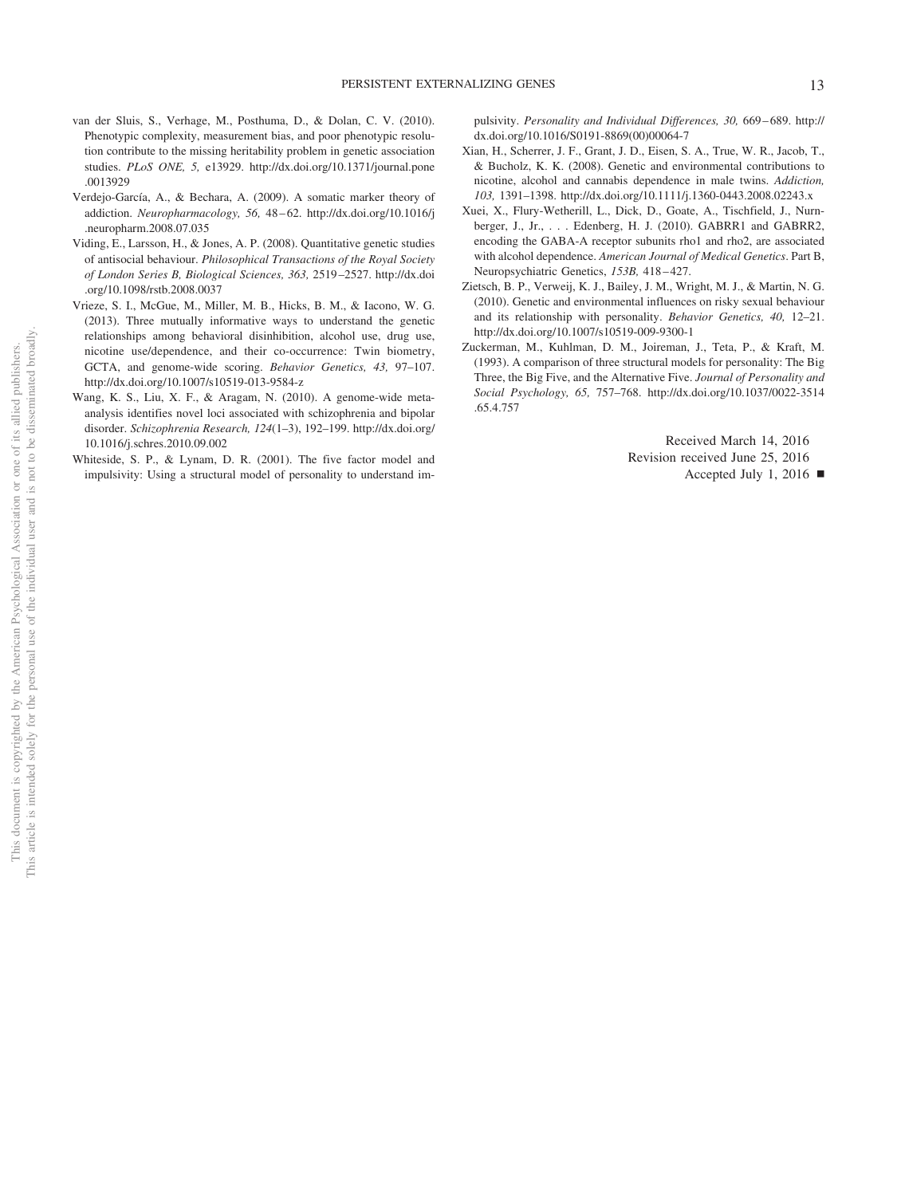van der Sluis, S., Verhage, M., Posthuma, D., & Dolan, C. V. (2010). Phenotypic complexity, measurement bias, and poor phenotypic resolution contribute to the missing heritability problem in genetic association studies. *PLoS ONE, 5,* e13929. http://dx.doi.org/10.1371/journal.pone.0013929

Verdejo-García, A., & Bechara, A. (2009). A somatic marker theory of addiction. *Neuropharmacology, 56,* 48–62. http://dx.doi.org/10.1016/j.neuropharm.2008.07.035

Viding, E., Larsson, H., & Jones, A. P. (2008). Quantitative genetic studies of antisocial behaviour. *Philosophical Transactions of the Royal Society of London Series B, Biological Sciences, 363,* 2519–2527. http://dx.doi.org/10.1098/rstb.2008.0037

Vrieze, S. I., McGue, M., Miller, M. B., Hicks, B. M., & Iacono, W. G. (2013). Three mutually informative ways to understand the genetic relationships among behavioral disinhibition, alcohol use, drug use, nicotine use/dependence, and their co-occurrence: Twin biometry, GCTA, and genome-wide scoring. *Behavior Genetics, 43,* 97–107. http://dx.doi.org/10.1007/s10519-013-9584-z

Wang, K. S., Liu, X. F., & Aragam, N. (2010). A genome-wide meta-analysis identifies novel loci associated with schizophrenia and bipolar disorder. *Schizophrenia Research, 124*(1–3), 192–199. http://dx.doi.org/10.1016/j.schres.2010.09.002

Whiteside, S. P., & Lynam, D. R. (2001). The five factor model and impulsivity: Using a structural model of personality to understand impulsivity. *Personality and Individual Differences, 30,* 669–689. http://dx.doi.org/10.1016/S0191-8869(00)00064-7

Xian, H., Scherrer, J. F., Grant, J. D., Eisen, S. A., True, W. R., Jacob, T., & Bucholz, K. K. (2008). Genetic and environmental contributions to nicotine, alcohol and cannabis dependence in male twins. *Addiction, 103,* 1391–1398. http://dx.doi.org/10.1111/j.1360-0443.2008.02243.x

Xuei, X., Flury-Wetherill, L., Dick, D., Goate, A., Tischfield, J., Nurnberger, J., Jr., . . . Edenberg, H. J. (2010). GABRR1 and GABRR2, encoding the GABA-A receptor subunits rho1 and rho2, are associated with alcohol dependence. *American Journal of Medical Genetics*. Part B, Neuropsychiatric Genetics, *153B,* 418–427.

Zietsch, B. P., Verweij, K. J., Bailey, J. M., Wright, M. J., & Martin, N. G. (2010). Genetic and environmental influences on risky sexual behaviour and its relationship with personality. *Behavior Genetics, 40,* 12–21. http://dx.doi.org/10.1007/s10519-009-9300-1

Zuckerman, M., Kuhlman, D. M., Joireman, J., Teta, P., & Kraft, M. (1993). A comparison of three structural models for personality: The Big Three, the Big Five, and the Alternative Five. *Journal of Personality and Social Psychology, 65,* 757–768. http://dx.doi.org/10.1037/0022-3514.65.4.757

Received March 14, 2016
Revision received June 25, 2016
Accepted July 1, 2016 ■